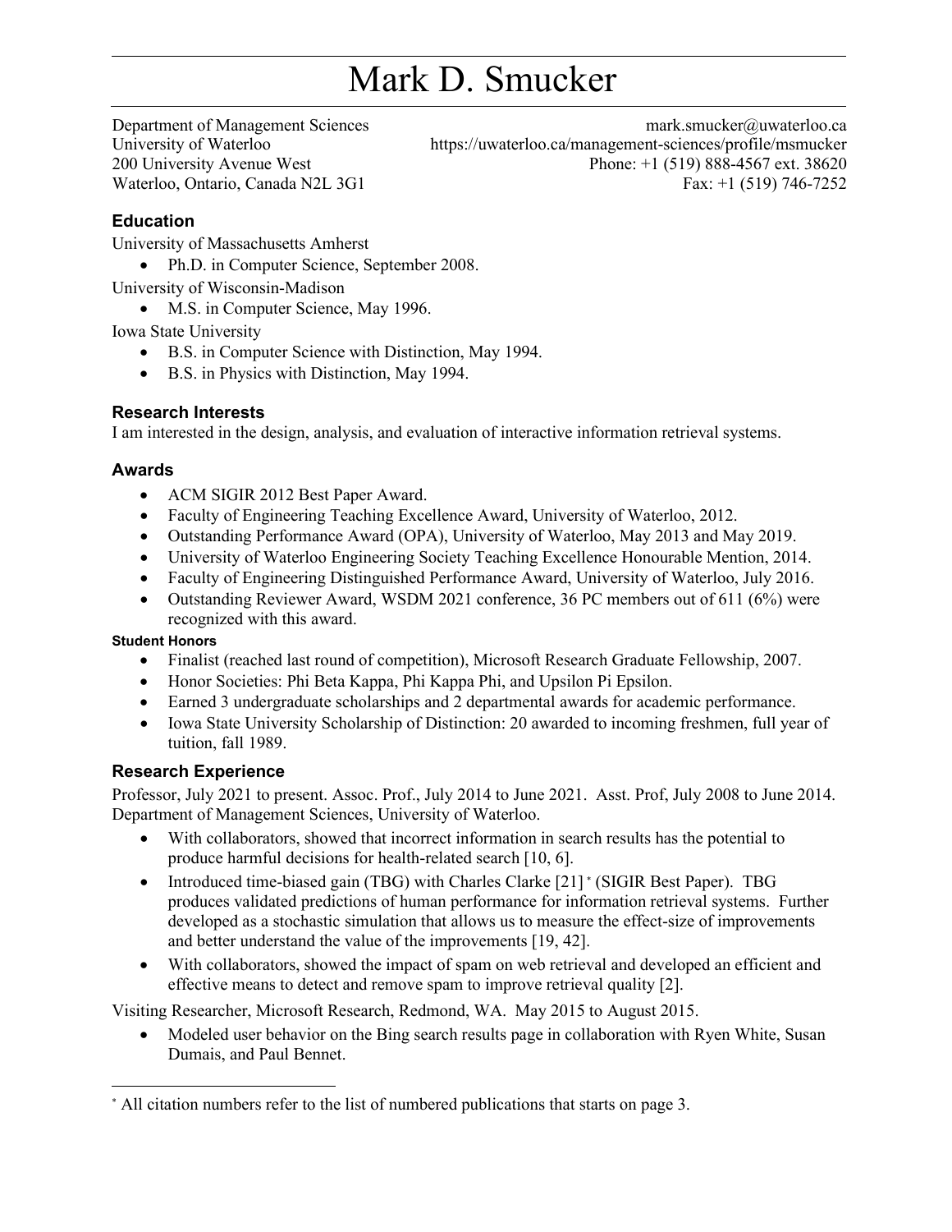# Mark D. Smucker

Department of Management Sciences
University of Waterloo
200 University Avenue West
Waterloo, Ontario, Canada N2L 3G1

mark.smucker@uwaterloo.ca
https://uwaterloo.ca/management-sciences/profile/msmucker
Phone: +1 (519) 888-4567 ext. 38620
Fax: +1 (519) 746-7252

## Education

University of Massachusetts Amherst

- Ph.D. in Computer Science, September 2008.

University of Wisconsin-Madison

- M.S. in Computer Science, May 1996.

Iowa State University

- B.S. in Computer Science with Distinction, May 1994.
- B.S. in Physics with Distinction, May 1994.

## Research Interests

I am interested in the design, analysis, and evaluation of interactive information retrieval systems.

## Awards

- ACM SIGIR 2012 Best Paper Award.
- Faculty of Engineering Teaching Excellence Award, University of Waterloo, 2012.
- Outstanding Performance Award (OPA), University of Waterloo, May 2013 and May 2019.
- University of Waterloo Engineering Society Teaching Excellence Honourable Mention, 2014.
- Faculty of Engineering Distinguished Performance Award, University of Waterloo, July 2016.
- Outstanding Reviewer Award, WSDM 2021 conference, 36 PC members out of 611 (6%) were recognized with this award.

### Student Honors

- Finalist (reached last round of competition), Microsoft Research Graduate Fellowship, 2007.
- Honor Societies: Phi Beta Kappa, Phi Kappa Phi, and Upsilon Pi Epsilon.
- Earned 3 undergraduate scholarships and 2 departmental awards for academic performance.
- Iowa State University Scholarship of Distinction: 20 awarded to incoming freshmen, full year of tuition, fall 1989.

## Research Experience

Professor, July 2021 to present. Assoc. Prof., July 2014 to June 2021. Asst. Prof, July 2008 to June 2014. Department of Management Sciences, University of Waterloo.

- With collaborators, showed that incorrect information in search results has the potential to produce harmful decisions for health-related search [10, 6].
- Introduced time-biased gain (TBG) with Charles Clarke [21] * (SIGIR Best Paper). TBG produces validated predictions of human performance for information retrieval systems. Further developed as a stochastic simulation that allows us to measure the effect-size of improvements and better understand the value of the improvements [19, 42].
- With collaborators, showed the impact of spam on web retrieval and developed an efficient and effective means to detect and remove spam to improve retrieval quality [2].

Visiting Researcher, Microsoft Research, Redmond, WA. May 2015 to August 2015.

- Modeled user behavior on the Bing search results page in collaboration with Ryen White, Susan Dumais, and Paul Bennet.

---

* All citation numbers refer to the list of numbered publications that starts on page 3.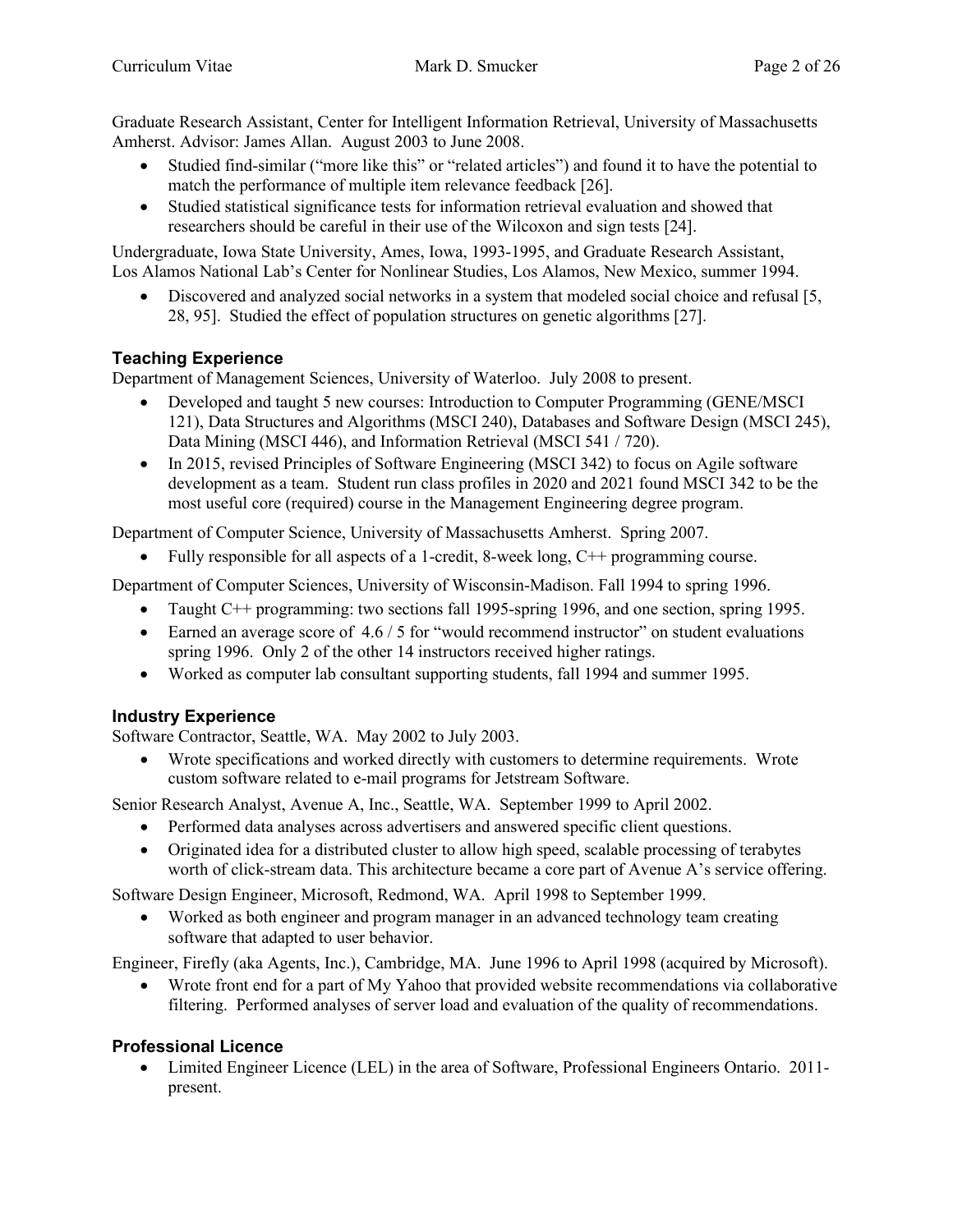Graduate Research Assistant, Center for Intelligent Information Retrieval, University of Massachusetts Amherst. Advisor: James Allan. August 2003 to June 2008.

- Studied find-similar ("more like this" or "related articles") and found it to have the potential to match the performance of multiple item relevance feedback [26].
- Studied statistical significance tests for information retrieval evaluation and showed that researchers should be careful in their use of the Wilcoxon and sign tests [24].

Undergraduate, Iowa State University, Ames, Iowa, 1993-1995, and Graduate Research Assistant, Los Alamos National Lab's Center for Nonlinear Studies, Los Alamos, New Mexico, summer 1994.

- Discovered and analyzed social networks in a system that modeled social choice and refusal [5, 28, 95]. Studied the effect of population structures on genetic algorithms [27].

## Teaching Experience

Department of Management Sciences, University of Waterloo. July 2008 to present.

- Developed and taught 5 new courses: Introduction to Computer Programming (GENE/MSCI 121), Data Structures and Algorithms (MSCI 240), Databases and Software Design (MSCI 245), Data Mining (MSCI 446), and Information Retrieval (MSCI 541 / 720).
- In 2015, revised Principles of Software Engineering (MSCI 342) to focus on Agile software development as a team. Student run class profiles in 2020 and 2021 found MSCI 342 to be the most useful core (required) course in the Management Engineering degree program.

Department of Computer Science, University of Massachusetts Amherst. Spring 2007.

- Fully responsible for all aspects of a 1-credit, 8-week long, C++ programming course.

Department of Computer Sciences, University of Wisconsin-Madison. Fall 1994 to spring 1996.

- Taught C++ programming: two sections fall 1995-spring 1996, and one section, spring 1995.
- Earned an average score of 4.6 / 5 for "would recommend instructor" on student evaluations spring 1996. Only 2 of the other 14 instructors received higher ratings.
- Worked as computer lab consultant supporting students, fall 1994 and summer 1995.

## Industry Experience

Software Contractor, Seattle, WA. May 2002 to July 2003.

- Wrote specifications and worked directly with customers to determine requirements. Wrote custom software related to e-mail programs for Jetstream Software.

Senior Research Analyst, Avenue A, Inc., Seattle, WA. September 1999 to April 2002.

- Performed data analyses across advertisers and answered specific client questions.
- Originated idea for a distributed cluster to allow high speed, scalable processing of terabytes worth of click-stream data. This architecture became a core part of Avenue A's service offering.

Software Design Engineer, Microsoft, Redmond, WA. April 1998 to September 1999.

- Worked as both engineer and program manager in an advanced technology team creating software that adapted to user behavior.

Engineer, Firefly (aka Agents, Inc.), Cambridge, MA. June 1996 to April 1998 (acquired by Microsoft).

- Wrote front end for a part of My Yahoo that provided website recommendations via collaborative filtering. Performed analyses of server load and evaluation of the quality of recommendations.

## Professional Licence

- Limited Engineer Licence (LEL) in the area of Software, Professional Engineers Ontario. 2011-present.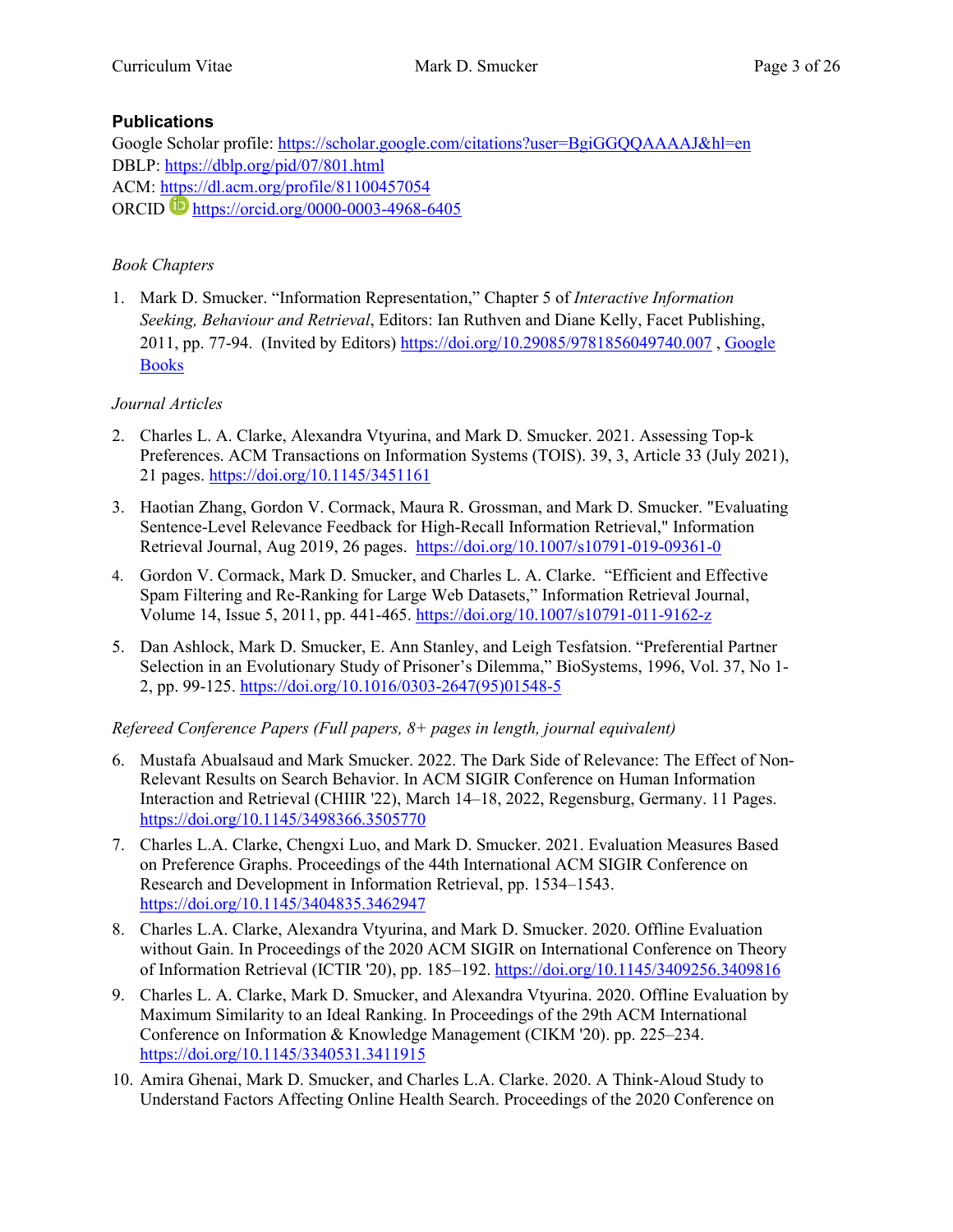## Publications

Google Scholar profile: https://scholar.google.com/citations?user=BgiGGQQAAAAJ&hl=en
DBLP: https://dblp.org/pid/07/801.html
ACM: https://dl.acm.org/profile/81100457054
ORCID https://orcid.org/0000-0003-4968-6405

*Book Chapters*

1. Mark D. Smucker. "Information Representation," Chapter 5 of *Interactive Information Seeking, Behaviour and Retrieval*, Editors: Ian Ruthven and Diane Kelly, Facet Publishing, 2011, pp. 77-94. (Invited by Editors) https://doi.org/10.29085/9781856049740.007 , Google Books

*Journal Articles*

2. Charles L. A. Clarke, Alexandra Vtyurina, and Mark D. Smucker. 2021. Assessing Top-k Preferences. ACM Transactions on Information Systems (TOIS). 39, 3, Article 33 (July 2021), 21 pages. https://doi.org/10.1145/3451161
3. Haotian Zhang, Gordon V. Cormack, Maura R. Grossman, and Mark D. Smucker. "Evaluating Sentence-Level Relevance Feedback for High-Recall Information Retrieval," Information Retrieval Journal, Aug 2019, 26 pages. https://doi.org/10.1007/s10791-019-09361-0
4. Gordon V. Cormack, Mark D. Smucker, and Charles L. A. Clarke. "Efficient and Effective Spam Filtering and Re-Ranking for Large Web Datasets," Information Retrieval Journal, Volume 14, Issue 5, 2011, pp. 441-465. https://doi.org/10.1007/s10791-011-9162-z
5. Dan Ashlock, Mark D. Smucker, E. Ann Stanley, and Leigh Tesfatsion. "Preferential Partner Selection in an Evolutionary Study of Prisoner's Dilemma," BioSystems, 1996, Vol. 37, No 1-2, pp. 99-125. https://doi.org/10.1016/0303-2647(95)01548-5

*Refereed Conference Papers (Full papers, 8+ pages in length, journal equivalent)*

6. Mustafa Abualsaud and Mark Smucker. 2022. The Dark Side of Relevance: The Effect of Non-Relevant Results on Search Behavior. In ACM SIGIR Conference on Human Information Interaction and Retrieval (CHIIR '22), March 14–18, 2022, Regensburg, Germany. 11 Pages. https://doi.org/10.1145/3498366.3505770
7. Charles L.A. Clarke, Chengxi Luo, and Mark D. Smucker. 2021. Evaluation Measures Based on Preference Graphs. Proceedings of the 44th International ACM SIGIR Conference on Research and Development in Information Retrieval, pp. 1534–1543. https://doi.org/10.1145/3404835.3462947
8. Charles L.A. Clarke, Alexandra Vtyurina, and Mark D. Smucker. 2020. Offline Evaluation without Gain. In Proceedings of the 2020 ACM SIGIR on International Conference on Theory of Information Retrieval (ICTIR '20), pp. 185–192. https://doi.org/10.1145/3409256.3409816
9. Charles L. A. Clarke, Mark D. Smucker, and Alexandra Vtyurina. 2020. Offline Evaluation by Maximum Similarity to an Ideal Ranking. In Proceedings of the 29th ACM International Conference on Information & Knowledge Management (CIKM '20). pp. 225–234. https://doi.org/10.1145/3340531.3411915
10. Amira Ghenai, Mark D. Smucker, and Charles L.A. Clarke. 2020. A Think-Aloud Study to Understand Factors Affecting Online Health Search. Proceedings of the 2020 Conference on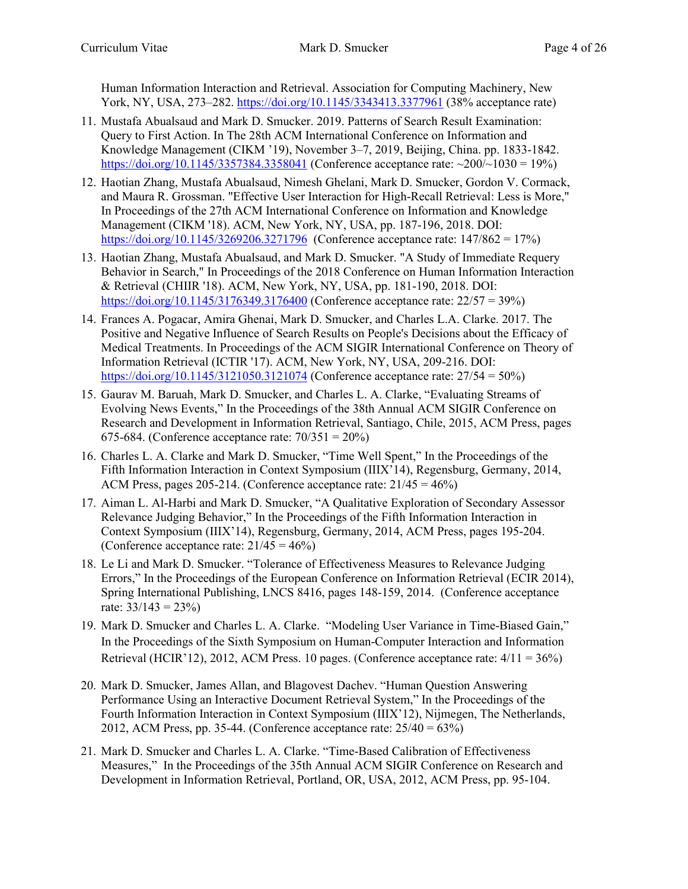Human Information Interaction and Retrieval. Association for Computing Machinery, New York, NY, USA, 273–282. https://doi.org/10.1145/3343413.3377961 (38% acceptance rate)

11. Mustafa Abualsaud and Mark D. Smucker. 2019. Patterns of Search Result Examination: Query to First Action. In The 28th ACM International Conference on Information and Knowledge Management (CIKM '19), November 3–7, 2019, Beijing, China. pp. 1833-1842. https://doi.org/10.1145/3357384.3358041 (Conference acceptance rate: ~200/~1030 = 19%)
12. Haotian Zhang, Mustafa Abualsaud, Nimesh Ghelani, Mark D. Smucker, Gordon V. Cormack, and Maura R. Grossman. "Effective User Interaction for High-Recall Retrieval: Less is More," In Proceedings of the 27th ACM International Conference on Information and Knowledge Management (CIKM '18). ACM, New York, NY, USA, pp. 187-196, 2018. DOI: https://doi.org/10.1145/3269206.3271796 (Conference acceptance rate: 147/862 = 17%)
13. Haotian Zhang, Mustafa Abualsaud, and Mark D. Smucker. "A Study of Immediate Requery Behavior in Search," In Proceedings of the 2018 Conference on Human Information Interaction & Retrieval (CHIIR '18). ACM, New York, NY, USA, pp. 181-190, 2018. DOI: https://doi.org/10.1145/3176349.3176400 (Conference acceptance rate: 22/57 = 39%)
14. Frances A. Pogacar, Amira Ghenai, Mark D. Smucker, and Charles L.A. Clarke. 2017. The Positive and Negative Influence of Search Results on People's Decisions about the Efficacy of Medical Treatments. In Proceedings of the ACM SIGIR International Conference on Theory of Information Retrieval (ICTIR '17). ACM, New York, NY, USA, 209-216. DOI: https://doi.org/10.1145/3121050.3121074 (Conference acceptance rate: 27/54 = 50%)
15. Gaurav M. Baruah, Mark D. Smucker, and Charles L. A. Clarke, "Evaluating Streams of Evolving News Events," In the Proceedings of the 38th Annual ACM SIGIR Conference on Research and Development in Information Retrieval, Santiago, Chile, 2015, ACM Press, pages 675-684. (Conference acceptance rate: 70/351 = 20%)
16. Charles L. A. Clarke and Mark D. Smucker, "Time Well Spent," In the Proceedings of the Fifth Information Interaction in Context Symposium (IIIX'14), Regensburg, Germany, 2014, ACM Press, pages 205-214. (Conference acceptance rate: 21/45 = 46%)
17. Aiman L. Al-Harbi and Mark D. Smucker, "A Qualitative Exploration of Secondary Assessor Relevance Judging Behavior," In the Proceedings of the Fifth Information Interaction in Context Symposium (IIIX'14), Regensburg, Germany, 2014, ACM Press, pages 195-204. (Conference acceptance rate: 21/45 = 46%)
18. Le Li and Mark D. Smucker. "Tolerance of Effectiveness Measures to Relevance Judging Errors," In the Proceedings of the European Conference on Information Retrieval (ECIR 2014), Spring International Publishing, LNCS 8416, pages 148-159, 2014. (Conference acceptance rate: 33/143 = 23%)
19. Mark D. Smucker and Charles L. A. Clarke. "Modeling User Variance in Time-Biased Gain," In the Proceedings of the Sixth Symposium on Human-Computer Interaction and Information Retrieval (HCIR'12), 2012, ACM Press. 10 pages. (Conference acceptance rate: 4/11 = 36%)
20. Mark D. Smucker, James Allan, and Blagovest Dachev. "Human Question Answering Performance Using an Interactive Document Retrieval System," In the Proceedings of the Fourth Information Interaction in Context Symposium (IIIX'12), Nijmegen, The Netherlands, 2012, ACM Press, pp. 35-44. (Conference acceptance rate: 25/40 = 63%)
21. Mark D. Smucker and Charles L. A. Clarke. "Time-Based Calibration of Effectiveness Measures," In the Proceedings of the 35th Annual ACM SIGIR Conference on Research and Development in Information Retrieval, Portland, OR, USA, 2012, ACM Press, pp. 95-104.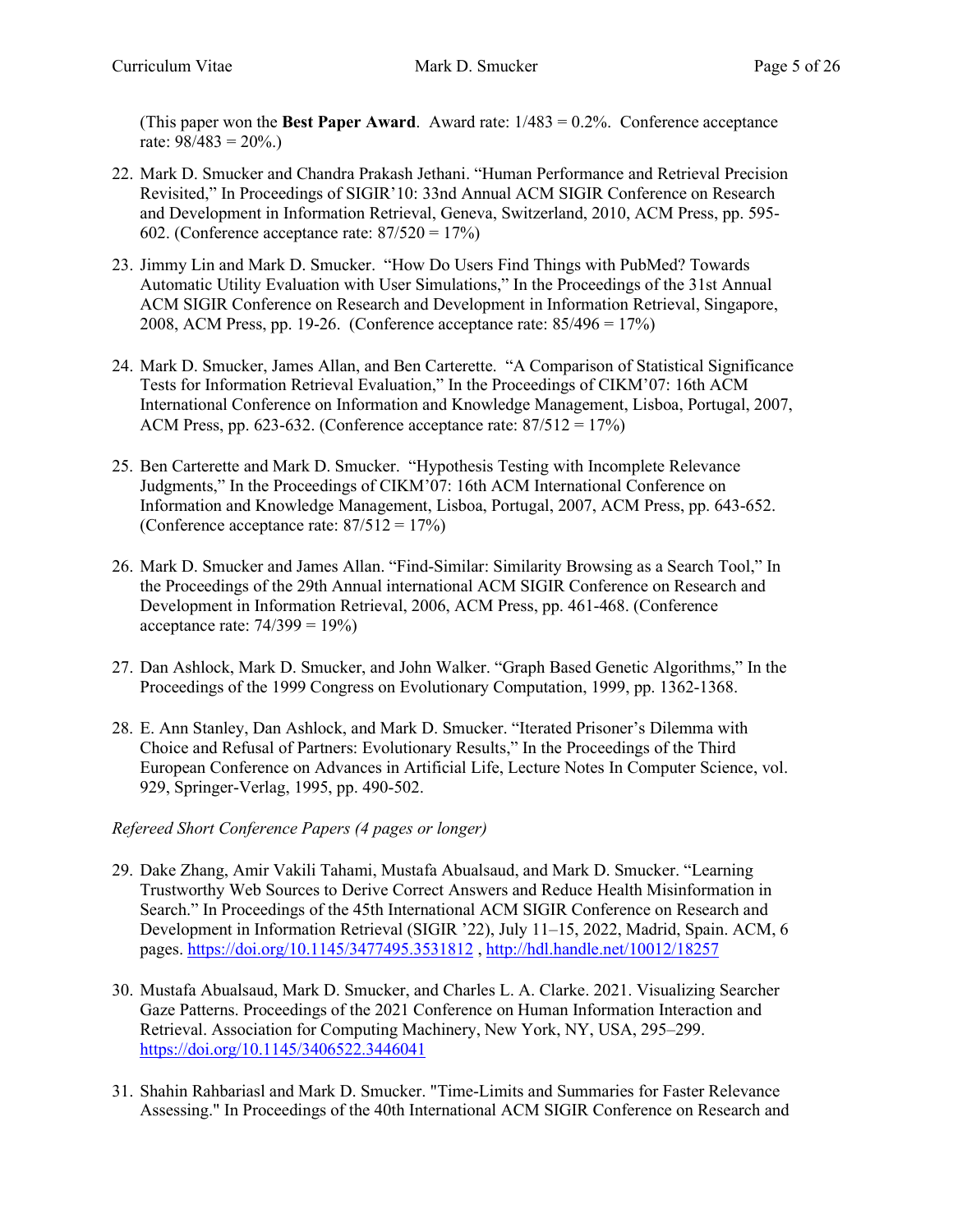(This paper won the **Best Paper Award**. Award rate: 1/483 = 0.2%. Conference acceptance rate: 98/483 = 20%.)

22. Mark D. Smucker and Chandra Prakash Jethani. "Human Performance and Retrieval Precision Revisited," In Proceedings of SIGIR'10: 33nd Annual ACM SIGIR Conference on Research and Development in Information Retrieval, Geneva, Switzerland, 2010, ACM Press, pp. 595-602. (Conference acceptance rate: 87/520 = 17%)

23. Jimmy Lin and Mark D. Smucker. "How Do Users Find Things with PubMed? Towards Automatic Utility Evaluation with User Simulations," In the Proceedings of the 31st Annual ACM SIGIR Conference on Research and Development in Information Retrieval, Singapore, 2008, ACM Press, pp. 19-26. (Conference acceptance rate: 85/496 = 17%)

24. Mark D. Smucker, James Allan, and Ben Carterette. "A Comparison of Statistical Significance Tests for Information Retrieval Evaluation," In the Proceedings of CIKM'07: 16th ACM International Conference on Information and Knowledge Management, Lisboa, Portugal, 2007, ACM Press, pp. 623-632. (Conference acceptance rate: 87/512 = 17%)

25. Ben Carterette and Mark D. Smucker. "Hypothesis Testing with Incomplete Relevance Judgments," In the Proceedings of CIKM'07: 16th ACM International Conference on Information and Knowledge Management, Lisboa, Portugal, 2007, ACM Press, pp. 643-652. (Conference acceptance rate: 87/512 = 17%)

26. Mark D. Smucker and James Allan. "Find-Similar: Similarity Browsing as a Search Tool," In the Proceedings of the 29th Annual international ACM SIGIR Conference on Research and Development in Information Retrieval, 2006, ACM Press, pp. 461-468. (Conference acceptance rate: 74/399 = 19%)

27. Dan Ashlock, Mark D. Smucker, and John Walker. "Graph Based Genetic Algorithms," In the Proceedings of the 1999 Congress on Evolutionary Computation, 1999, pp. 1362-1368.

28. E. Ann Stanley, Dan Ashlock, and Mark D. Smucker. "Iterated Prisoner's Dilemma with Choice and Refusal of Partners: Evolutionary Results," In the Proceedings of the Third European Conference on Advances in Artificial Life, Lecture Notes In Computer Science, vol. 929, Springer-Verlag, 1995, pp. 490-502.

*Refereed Short Conference Papers (4 pages or longer)*

29. Dake Zhang, Amir Vakili Tahami, Mustafa Abualsaud, and Mark D. Smucker. "Learning Trustworthy Web Sources to Derive Correct Answers and Reduce Health Misinformation in Search." In Proceedings of the 45th International ACM SIGIR Conference on Research and Development in Information Retrieval (SIGIR '22), July 11–15, 2022, Madrid, Spain. ACM, 6 pages. https://doi.org/10.1145/3477495.3531812 , http://hdl.handle.net/10012/18257

30. Mustafa Abualsaud, Mark D. Smucker, and Charles L. A. Clarke. 2021. Visualizing Searcher Gaze Patterns. Proceedings of the 2021 Conference on Human Information Interaction and Retrieval. Association for Computing Machinery, New York, NY, USA, 295–299. https://doi.org/10.1145/3406522.3446041

31. Shahin Rahbariasl and Mark D. Smucker. "Time-Limits and Summaries for Faster Relevance Assessing." In Proceedings of the 40th International ACM SIGIR Conference on Research and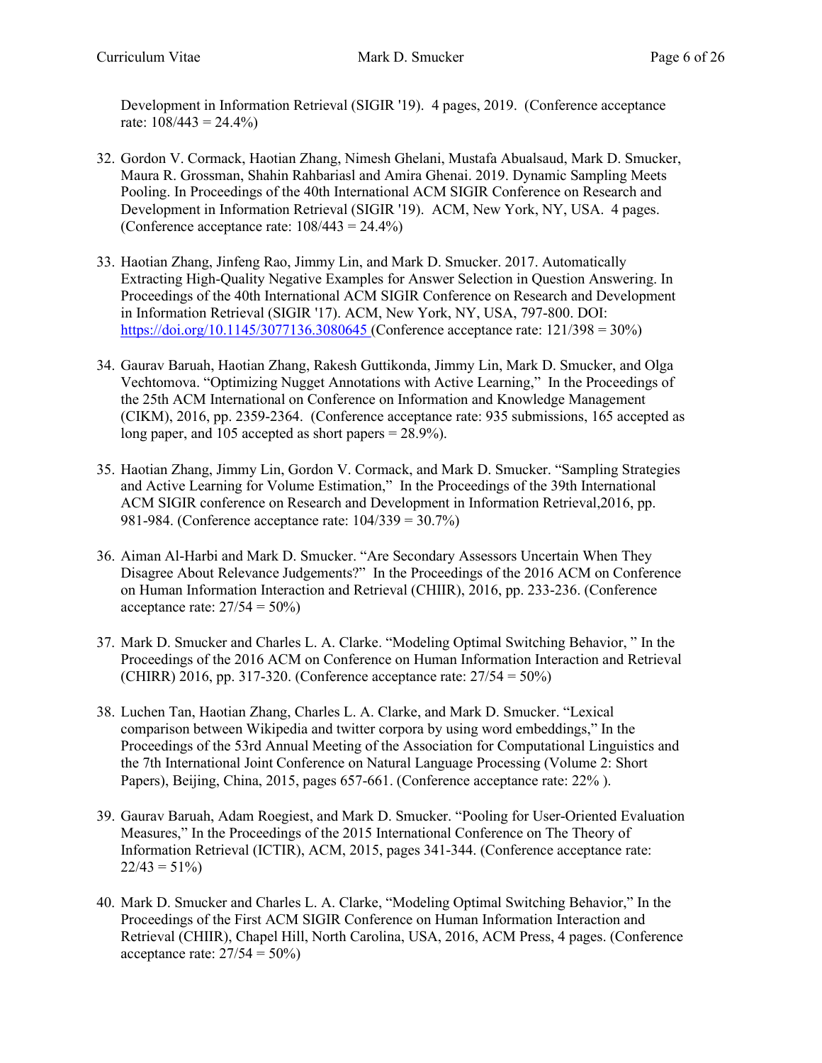Development in Information Retrieval (SIGIR '19). 4 pages, 2019. (Conference acceptance rate: 108/443 = 24.4%)

32. Gordon V. Cormack, Haotian Zhang, Nimesh Ghelani, Mustafa Abualsaud, Mark D. Smucker, Maura R. Grossman, Shahin Rahbariasl and Amira Ghenai. 2019. Dynamic Sampling Meets Pooling. In Proceedings of the 40th International ACM SIGIR Conference on Research and Development in Information Retrieval (SIGIR '19). ACM, New York, NY, USA. 4 pages. (Conference acceptance rate: 108/443 = 24.4%)

33. Haotian Zhang, Jinfeng Rao, Jimmy Lin, and Mark D. Smucker. 2017. Automatically Extracting High-Quality Negative Examples for Answer Selection in Question Answering. In Proceedings of the 40th International ACM SIGIR Conference on Research and Development in Information Retrieval (SIGIR '17). ACM, New York, NY, USA, 797-800. DOI: [https://doi.org/10.1145/3077136.3080645](https://doi.org/10.1145/3077136.3080645) (Conference acceptance rate: 121/398 = 30%)

34. Gaurav Baruah, Haotian Zhang, Rakesh Guttikonda, Jimmy Lin, Mark D. Smucker, and Olga Vechtomova. "Optimizing Nugget Annotations with Active Learning," In the Proceedings of the 25th ACM International on Conference on Information and Knowledge Management (CIKM), 2016, pp. 2359-2364. (Conference acceptance rate: 935 submissions, 165 accepted as long paper, and 105 accepted as short papers = 28.9%).

35. Haotian Zhang, Jimmy Lin, Gordon V. Cormack, and Mark D. Smucker. "Sampling Strategies and Active Learning for Volume Estimation," In the Proceedings of the 39th International ACM SIGIR conference on Research and Development in Information Retrieval,2016, pp. 981-984. (Conference acceptance rate: 104/339 = 30.7%)

36. Aiman Al-Harbi and Mark D. Smucker. "Are Secondary Assessors Uncertain When They Disagree About Relevance Judgements?" In the Proceedings of the 2016 ACM on Conference on Human Information Interaction and Retrieval (CHIIR), 2016, pp. 233-236. (Conference acceptance rate: 27/54 = 50%)

37. Mark D. Smucker and Charles L. A. Clarke. "Modeling Optimal Switching Behavior, " In the Proceedings of the 2016 ACM on Conference on Human Information Interaction and Retrieval (CHIRR) 2016, pp. 317-320. (Conference acceptance rate: 27/54 = 50%)

38. Luchen Tan, Haotian Zhang, Charles L. A. Clarke, and Mark D. Smucker. "Lexical comparison between Wikipedia and twitter corpora by using word embeddings," In the Proceedings of the 53rd Annual Meeting of the Association for Computational Linguistics and the 7th International Joint Conference on Natural Language Processing (Volume 2: Short Papers), Beijing, China, 2015, pages 657-661. (Conference acceptance rate: 22% ).

39. Gaurav Baruah, Adam Roegiest, and Mark D. Smucker. "Pooling for User-Oriented Evaluation Measures," In the Proceedings of the 2015 International Conference on The Theory of Information Retrieval (ICTIR), ACM, 2015, pages 341-344. (Conference acceptance rate: 22/43 = 51%)

40. Mark D. Smucker and Charles L. A. Clarke, "Modeling Optimal Switching Behavior," In the Proceedings of the First ACM SIGIR Conference on Human Information Interaction and Retrieval (CHIIR), Chapel Hill, North Carolina, USA, 2016, ACM Press, 4 pages. (Conference acceptance rate: 27/54 = 50%)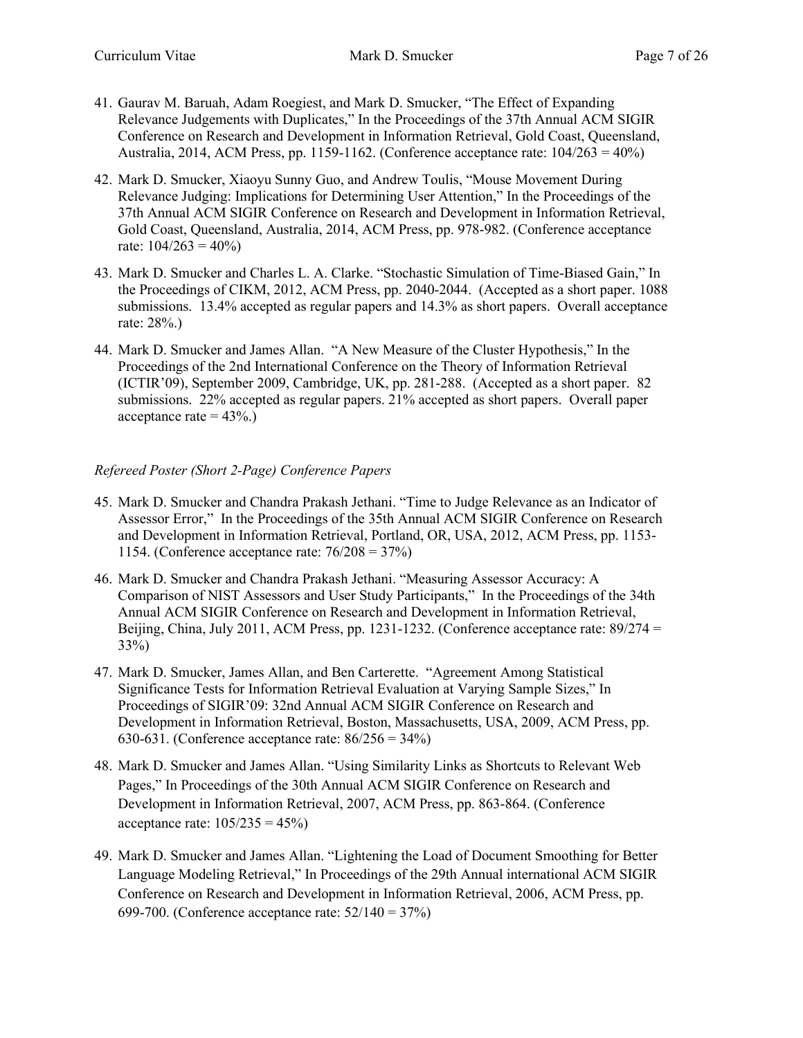41. Gaurav M. Baruah, Adam Roegiest, and Mark D. Smucker, "The Effect of Expanding Relevance Judgements with Duplicates," In the Proceedings of the 37th Annual ACM SIGIR Conference on Research and Development in Information Retrieval, Gold Coast, Queensland, Australia, 2014, ACM Press, pp. 1159-1162. (Conference acceptance rate: 104/263 = 40%)

42. Mark D. Smucker, Xiaoyu Sunny Guo, and Andrew Toulis, "Mouse Movement During Relevance Judging: Implications for Determining User Attention," In the Proceedings of the 37th Annual ACM SIGIR Conference on Research and Development in Information Retrieval, Gold Coast, Queensland, Australia, 2014, ACM Press, pp. 978-982. (Conference acceptance rate: 104/263 = 40%)

43. Mark D. Smucker and Charles L. A. Clarke. "Stochastic Simulation of Time-Biased Gain," In the Proceedings of CIKM, 2012, ACM Press, pp. 2040-2044. (Accepted as a short paper. 1088 submissions. 13.4% accepted as regular papers and 14.3% as short papers. Overall acceptance rate: 28%.)

44. Mark D. Smucker and James Allan. "A New Measure of the Cluster Hypothesis," In the Proceedings of the 2nd International Conference on the Theory of Information Retrieval (ICTIR'09), September 2009, Cambridge, UK, pp. 281-288. (Accepted as a short paper. 82 submissions. 22% accepted as regular papers. 21% accepted as short papers. Overall paper acceptance rate = 43%.)

*Refereed Poster (Short 2-Page) Conference Papers*

45. Mark D. Smucker and Chandra Prakash Jethani. "Time to Judge Relevance as an Indicator of Assessor Error," In the Proceedings of the 35th Annual ACM SIGIR Conference on Research and Development in Information Retrieval, Portland, OR, USA, 2012, ACM Press, pp. 1153-1154. (Conference acceptance rate: 76/208 = 37%)

46. Mark D. Smucker and Chandra Prakash Jethani. "Measuring Assessor Accuracy: A Comparison of NIST Assessors and User Study Participants," In the Proceedings of the 34th Annual ACM SIGIR Conference on Research and Development in Information Retrieval, Beijing, China, July 2011, ACM Press, pp. 1231-1232. (Conference acceptance rate: 89/274 = 33%)

47. Mark D. Smucker, James Allan, and Ben Carterette. "Agreement Among Statistical Significance Tests for Information Retrieval Evaluation at Varying Sample Sizes," In Proceedings of SIGIR'09: 32nd Annual ACM SIGIR Conference on Research and Development in Information Retrieval, Boston, Massachusetts, USA, 2009, ACM Press, pp. 630-631. (Conference acceptance rate: 86/256 = 34%)

48. Mark D. Smucker and James Allan. "Using Similarity Links as Shortcuts to Relevant Web Pages," In Proceedings of the 30th Annual ACM SIGIR Conference on Research and Development in Information Retrieval, 2007, ACM Press, pp. 863-864. (Conference acceptance rate: 105/235 = 45%)

49. Mark D. Smucker and James Allan. "Lightening the Load of Document Smoothing for Better Language Modeling Retrieval," In Proceedings of the 29th Annual international ACM SIGIR Conference on Research and Development in Information Retrieval, 2006, ACM Press, pp. 699-700. (Conference acceptance rate: 52/140 = 37%)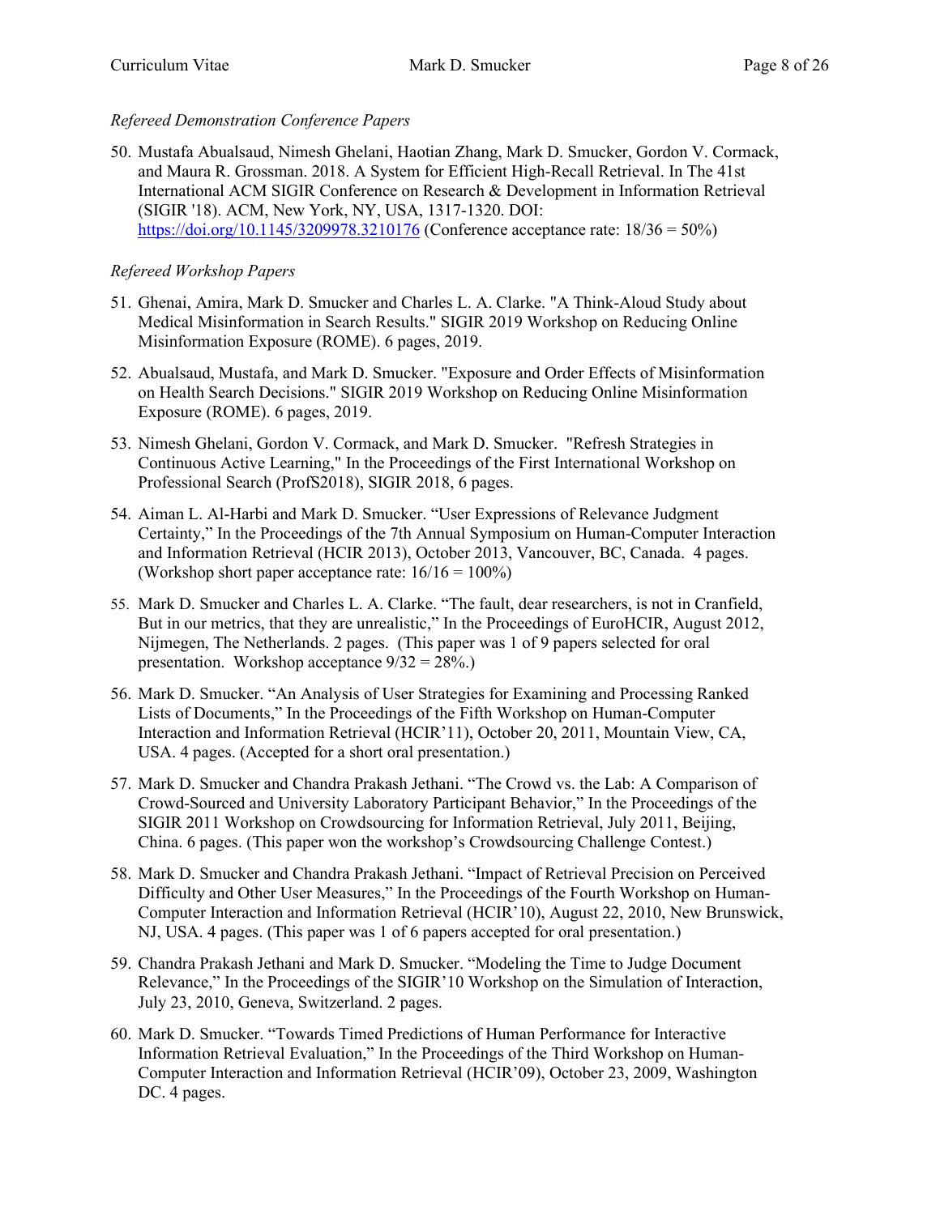*Refereed Demonstration Conference Papers*

50. Mustafa Abualsaud, Nimesh Ghelani, Haotian Zhang, Mark D. Smucker, Gordon V. Cormack, and Maura R. Grossman. 2018. A System for Efficient High-Recall Retrieval. In The 41st International ACM SIGIR Conference on Research & Development in Information Retrieval (SIGIR '18). ACM, New York, NY, USA, 1317-1320. DOI: https://doi.org/10.1145/3209978.3210176 (Conference acceptance rate: 18/36 = 50%)

*Refereed Workshop Papers*

51. Ghenai, Amira, Mark D. Smucker and Charles L. A. Clarke. "A Think-Aloud Study about Medical Misinformation in Search Results." SIGIR 2019 Workshop on Reducing Online Misinformation Exposure (ROME). 6 pages, 2019.
52. Abualsaud, Mustafa, and Mark D. Smucker. "Exposure and Order Effects of Misinformation on Health Search Decisions." SIGIR 2019 Workshop on Reducing Online Misinformation Exposure (ROME). 6 pages, 2019.
53. Nimesh Ghelani, Gordon V. Cormack, and Mark D. Smucker. "Refresh Strategies in Continuous Active Learning," In the Proceedings of the First International Workshop on Professional Search (ProfS2018), SIGIR 2018, 6 pages.
54. Aiman L. Al-Harbi and Mark D. Smucker. "User Expressions of Relevance Judgment Certainty," In the Proceedings of the 7th Annual Symposium on Human-Computer Interaction and Information Retrieval (HCIR 2013), October 2013, Vancouver, BC, Canada. 4 pages. (Workshop short paper acceptance rate: 16/16 = 100%)
55. Mark D. Smucker and Charles L. A. Clarke. "The fault, dear researchers, is not in Cranfield, But in our metrics, that they are unrealistic," In the Proceedings of EuroHCIR, August 2012, Nijmegen, The Netherlands. 2 pages. (This paper was 1 of 9 papers selected for oral presentation. Workshop acceptance 9/32 = 28%.)
56. Mark D. Smucker. "An Analysis of User Strategies for Examining and Processing Ranked Lists of Documents," In the Proceedings of the Fifth Workshop on Human-Computer Interaction and Information Retrieval (HCIR'11), October 20, 2011, Mountain View, CA, USA. 4 pages. (Accepted for a short oral presentation.)
57. Mark D. Smucker and Chandra Prakash Jethani. "The Crowd vs. the Lab: A Comparison of Crowd-Sourced and University Laboratory Participant Behavior," In the Proceedings of the SIGIR 2011 Workshop on Crowdsourcing for Information Retrieval, July 2011, Beijing, China. 6 pages. (This paper won the workshop's Crowdsourcing Challenge Contest.)
58. Mark D. Smucker and Chandra Prakash Jethani. "Impact of Retrieval Precision on Perceived Difficulty and Other User Measures," In the Proceedings of the Fourth Workshop on Human-Computer Interaction and Information Retrieval (HCIR'10), August 22, 2010, New Brunswick, NJ, USA. 4 pages. (This paper was 1 of 6 papers accepted for oral presentation.)
59. Chandra Prakash Jethani and Mark D. Smucker. "Modeling the Time to Judge Document Relevance," In the Proceedings of the SIGIR'10 Workshop on the Simulation of Interaction, July 23, 2010, Geneva, Switzerland. 2 pages.
60. Mark D. Smucker. "Towards Timed Predictions of Human Performance for Interactive Information Retrieval Evaluation," In the Proceedings of the Third Workshop on Human-Computer Interaction and Information Retrieval (HCIR'09), October 23, 2009, Washington DC. 4 pages.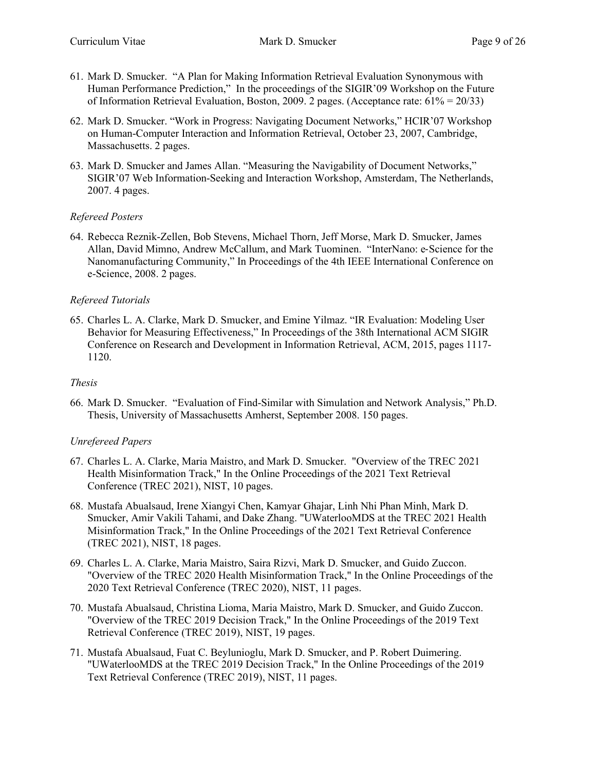61. Mark D. Smucker. "A Plan for Making Information Retrieval Evaluation Synonymous with Human Performance Prediction," In the proceedings of the SIGIR'09 Workshop on the Future of Information Retrieval Evaluation, Boston, 2009. 2 pages. (Acceptance rate: 61% = 20/33)
62. Mark D. Smucker. "Work in Progress: Navigating Document Networks," HCIR'07 Workshop on Human-Computer Interaction and Information Retrieval, October 23, 2007, Cambridge, Massachusetts. 2 pages.
63. Mark D. Smucker and James Allan. "Measuring the Navigability of Document Networks," SIGIR'07 Web Information-Seeking and Interaction Workshop, Amsterdam, The Netherlands, 2007. 4 pages.

*Refereed Posters*

64. Rebecca Reznik-Zellen, Bob Stevens, Michael Thorn, Jeff Morse, Mark D. Smucker, James Allan, David Mimno, Andrew McCallum, and Mark Tuominen. "InterNano: e-Science for the Nanomanufacturing Community," In Proceedings of the 4th IEEE International Conference on e-Science, 2008. 2 pages.

*Refereed Tutorials*

65. Charles L. A. Clarke, Mark D. Smucker, and Emine Yilmaz. "IR Evaluation: Modeling User Behavior for Measuring Effectiveness," In Proceedings of the 38th International ACM SIGIR Conference on Research and Development in Information Retrieval, ACM, 2015, pages 1117-1120.

*Thesis*

66. Mark D. Smucker. "Evaluation of Find-Similar with Simulation and Network Analysis," Ph.D. Thesis, University of Massachusetts Amherst, September 2008. 150 pages.

*Unrefereed Papers*

67. Charles L. A. Clarke, Maria Maistro, and Mark D. Smucker. "Overview of the TREC 2021 Health Misinformation Track," In the Online Proceedings of the 2021 Text Retrieval Conference (TREC 2021), NIST, 10 pages.
68. Mustafa Abualsaud, Irene Xiangyi Chen, Kamyar Ghajar, Linh Nhi Phan Minh, Mark D. Smucker, Amir Vakili Tahami, and Dake Zhang. "UWaterlooMDS at the TREC 2021 Health Misinformation Track," In the Online Proceedings of the 2021 Text Retrieval Conference (TREC 2021), NIST, 18 pages.
69. Charles L. A. Clarke, Maria Maistro, Saira Rizvi, Mark D. Smucker, and Guido Zuccon. "Overview of the TREC 2020 Health Misinformation Track," In the Online Proceedings of the 2020 Text Retrieval Conference (TREC 2020), NIST, 11 pages.
70. Mustafa Abualsaud, Christina Lioma, Maria Maistro, Mark D. Smucker, and Guido Zuccon. "Overview of the TREC 2019 Decision Track," In the Online Proceedings of the 2019 Text Retrieval Conference (TREC 2019), NIST, 19 pages.
71. Mustafa Abualsaud, Fuat C. Beylunioglu, Mark D. Smucker, and P. Robert Duimering. "UWaterlooMDS at the TREC 2019 Decision Track," In the Online Proceedings of the 2019 Text Retrieval Conference (TREC 2019), NIST, 11 pages.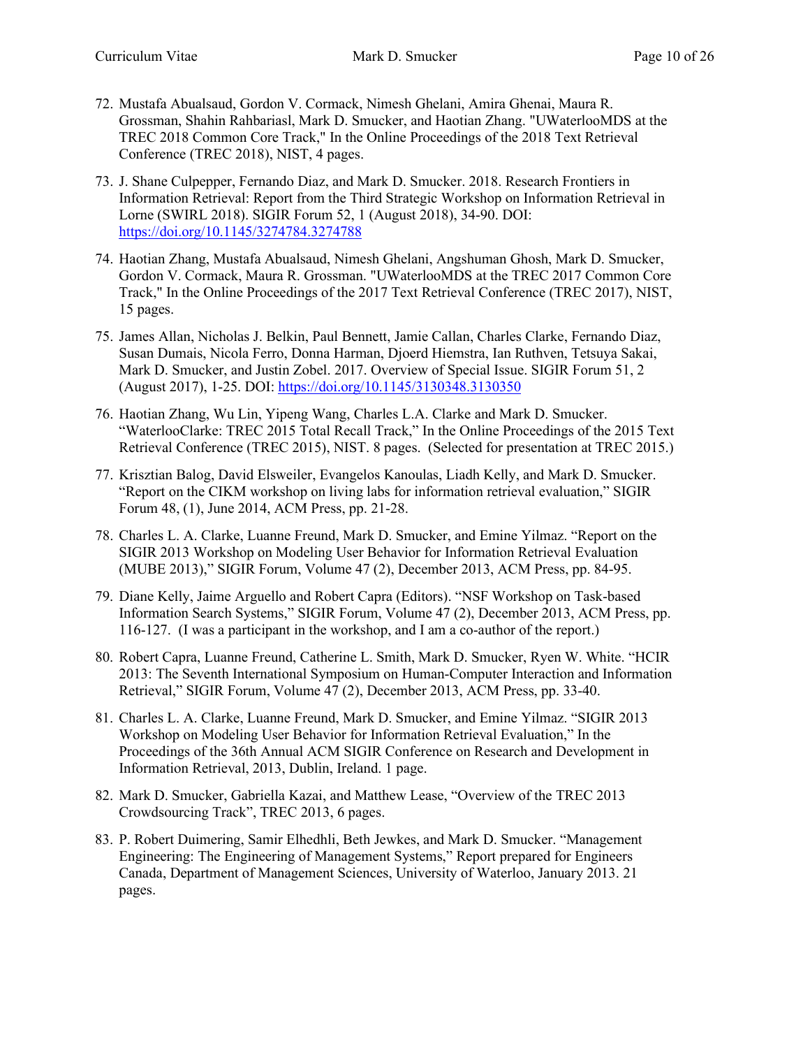72. Mustafa Abualsaud, Gordon V. Cormack, Nimesh Ghelani, Amira Ghenai, Maura R. Grossman, Shahin Rahbariasl, Mark D. Smucker, and Haotian Zhang. "UWaterlooMDS at the TREC 2018 Common Core Track," In the Online Proceedings of the 2018 Text Retrieval Conference (TREC 2018), NIST, 4 pages.

73. J. Shane Culpepper, Fernando Diaz, and Mark D. Smucker. 2018. Research Frontiers in Information Retrieval: Report from the Third Strategic Workshop on Information Retrieval in Lorne (SWIRL 2018). SIGIR Forum 52, 1 (August 2018), 34-90. DOI: https://doi.org/10.1145/3274784.3274788

74. Haotian Zhang, Mustafa Abualsaud, Nimesh Ghelani, Angshuman Ghosh, Mark D. Smucker, Gordon V. Cormack, Maura R. Grossman. "UWaterlooMDS at the TREC 2017 Common Core Track," In the Online Proceedings of the 2017 Text Retrieval Conference (TREC 2017), NIST, 15 pages.

75. James Allan, Nicholas J. Belkin, Paul Bennett, Jamie Callan, Charles Clarke, Fernando Diaz, Susan Dumais, Nicola Ferro, Donna Harman, Djoerd Hiemstra, Ian Ruthven, Tetsuya Sakai, Mark D. Smucker, and Justin Zobel. 2017. Overview of Special Issue. SIGIR Forum 51, 2 (August 2017), 1-25. DOI: https://doi.org/10.1145/3130348.3130350

76. Haotian Zhang, Wu Lin, Yipeng Wang, Charles L.A. Clarke and Mark D. Smucker. "WaterlooClarke: TREC 2015 Total Recall Track," In the Online Proceedings of the 2015 Text Retrieval Conference (TREC 2015), NIST. 8 pages. (Selected for presentation at TREC 2015.)

77. Krisztian Balog, David Elsweiler, Evangelos Kanoulas, Liadh Kelly, and Mark D. Smucker. "Report on the CIKM workshop on living labs for information retrieval evaluation," SIGIR Forum 48, (1), June 2014, ACM Press, pp. 21-28.

78. Charles L. A. Clarke, Luanne Freund, Mark D. Smucker, and Emine Yilmaz. "Report on the SIGIR 2013 Workshop on Modeling User Behavior for Information Retrieval Evaluation (MUBE 2013)," SIGIR Forum, Volume 47 (2), December 2013, ACM Press, pp. 84-95.

79. Diane Kelly, Jaime Arguello and Robert Capra (Editors). "NSF Workshop on Task-based Information Search Systems," SIGIR Forum, Volume 47 (2), December 2013, ACM Press, pp. 116-127. (I was a participant in the workshop, and I am a co-author of the report.)

80. Robert Capra, Luanne Freund, Catherine L. Smith, Mark D. Smucker, Ryen W. White. "HCIR 2013: The Seventh International Symposium on Human-Computer Interaction and Information Retrieval," SIGIR Forum, Volume 47 (2), December 2013, ACM Press, pp. 33-40.

81. Charles L. A. Clarke, Luanne Freund, Mark D. Smucker, and Emine Yilmaz. "SIGIR 2013 Workshop on Modeling User Behavior for Information Retrieval Evaluation," In the Proceedings of the 36th Annual ACM SIGIR Conference on Research and Development in Information Retrieval, 2013, Dublin, Ireland. 1 page.

82. Mark D. Smucker, Gabriella Kazai, and Matthew Lease, "Overview of the TREC 2013 Crowdsourcing Track", TREC 2013, 6 pages.

83. P. Robert Duimering, Samir Elhedhli, Beth Jewkes, and Mark D. Smucker. "Management Engineering: The Engineering of Management Systems," Report prepared for Engineers Canada, Department of Management Sciences, University of Waterloo, January 2013. 21 pages.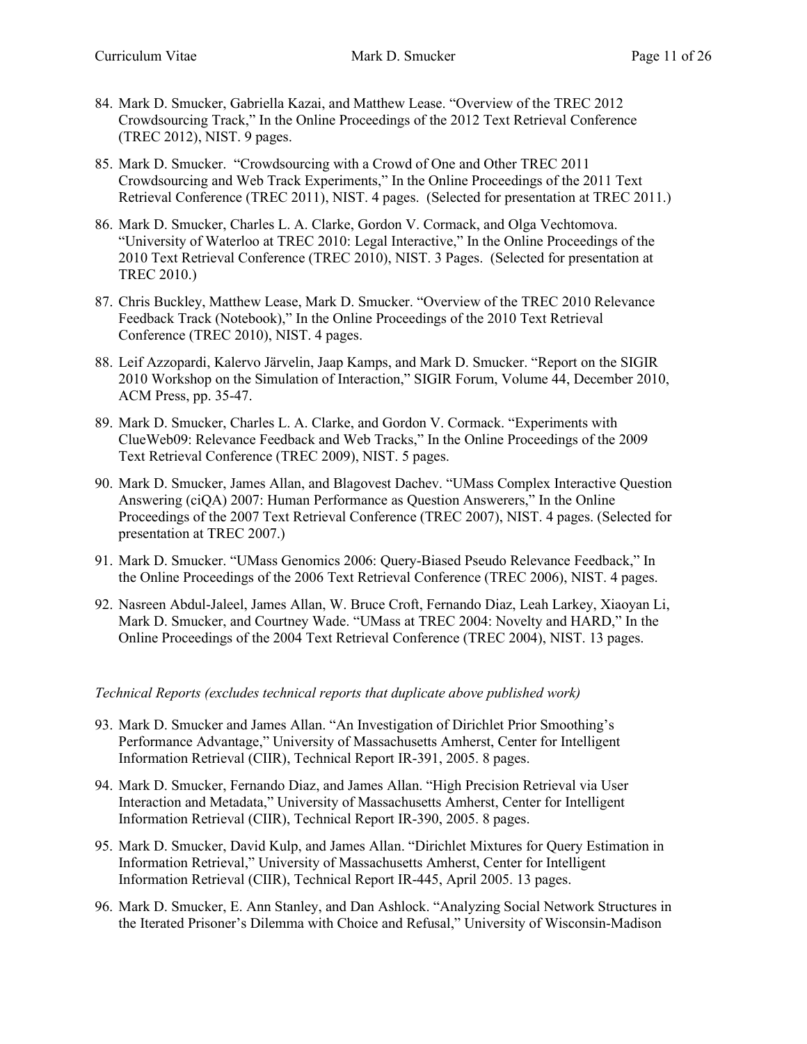84. Mark D. Smucker, Gabriella Kazai, and Matthew Lease. “Overview of the TREC 2012 Crowdsourcing Track,” In the Online Proceedings of the 2012 Text Retrieval Conference (TREC 2012), NIST. 9 pages.

85. Mark D. Smucker. “Crowdsourcing with a Crowd of One and Other TREC 2011 Crowdsourcing and Web Track Experiments,” In the Online Proceedings of the 2011 Text Retrieval Conference (TREC 2011), NIST. 4 pages. (Selected for presentation at TREC 2011.)

86. Mark D. Smucker, Charles L. A. Clarke, Gordon V. Cormack, and Olga Vechtomova. “University of Waterloo at TREC 2010: Legal Interactive,” In the Online Proceedings of the 2010 Text Retrieval Conference (TREC 2010), NIST. 3 Pages. (Selected for presentation at TREC 2010.)

87. Chris Buckley, Matthew Lease, Mark D. Smucker. “Overview of the TREC 2010 Relevance Feedback Track (Notebook),” In the Online Proceedings of the 2010 Text Retrieval Conference (TREC 2010), NIST. 4 pages.

88. Leif Azzopardi, Kalervo Järvelin, Jaap Kamps, and Mark D. Smucker. “Report on the SIGIR 2010 Workshop on the Simulation of Interaction,” SIGIR Forum, Volume 44, December 2010, ACM Press, pp. 35-47.

89. Mark D. Smucker, Charles L. A. Clarke, and Gordon V. Cormack. “Experiments with ClueWeb09: Relevance Feedback and Web Tracks,” In the Online Proceedings of the 2009 Text Retrieval Conference (TREC 2009), NIST. 5 pages.

90. Mark D. Smucker, James Allan, and Blagovest Dachev. “UMass Complex Interactive Question Answering (ciQA) 2007: Human Performance as Question Answerers,” In the Online Proceedings of the 2007 Text Retrieval Conference (TREC 2007), NIST. 4 pages. (Selected for presentation at TREC 2007.)

91. Mark D. Smucker. “UMass Genomics 2006: Query-Biased Pseudo Relevance Feedback,” In the Online Proceedings of the 2006 Text Retrieval Conference (TREC 2006), NIST. 4 pages.

92. Nasreen Abdul-Jaleel, James Allan, W. Bruce Croft, Fernando Diaz, Leah Larkey, Xiaoyan Li, Mark D. Smucker, and Courtney Wade. “UMass at TREC 2004: Novelty and HARD,” In the Online Proceedings of the 2004 Text Retrieval Conference (TREC 2004), NIST. 13 pages.

*Technical Reports (excludes technical reports that duplicate above published work)*

93. Mark D. Smucker and James Allan. “An Investigation of Dirichlet Prior Smoothing’s Performance Advantage,” University of Massachusetts Amherst, Center for Intelligent Information Retrieval (CIIR), Technical Report IR-391, 2005. 8 pages.

94. Mark D. Smucker, Fernando Diaz, and James Allan. “High Precision Retrieval via User Interaction and Metadata,” University of Massachusetts Amherst, Center for Intelligent Information Retrieval (CIIR), Technical Report IR-390, 2005. 8 pages.

95. Mark D. Smucker, David Kulp, and James Allan. “Dirichlet Mixtures for Query Estimation in Information Retrieval,” University of Massachusetts Amherst, Center for Intelligent Information Retrieval (CIIR), Technical Report IR-445, April 2005. 13 pages.

96. Mark D. Smucker, E. Ann Stanley, and Dan Ashlock. “Analyzing Social Network Structures in the Iterated Prisoner’s Dilemma with Choice and Refusal,” University of Wisconsin-Madison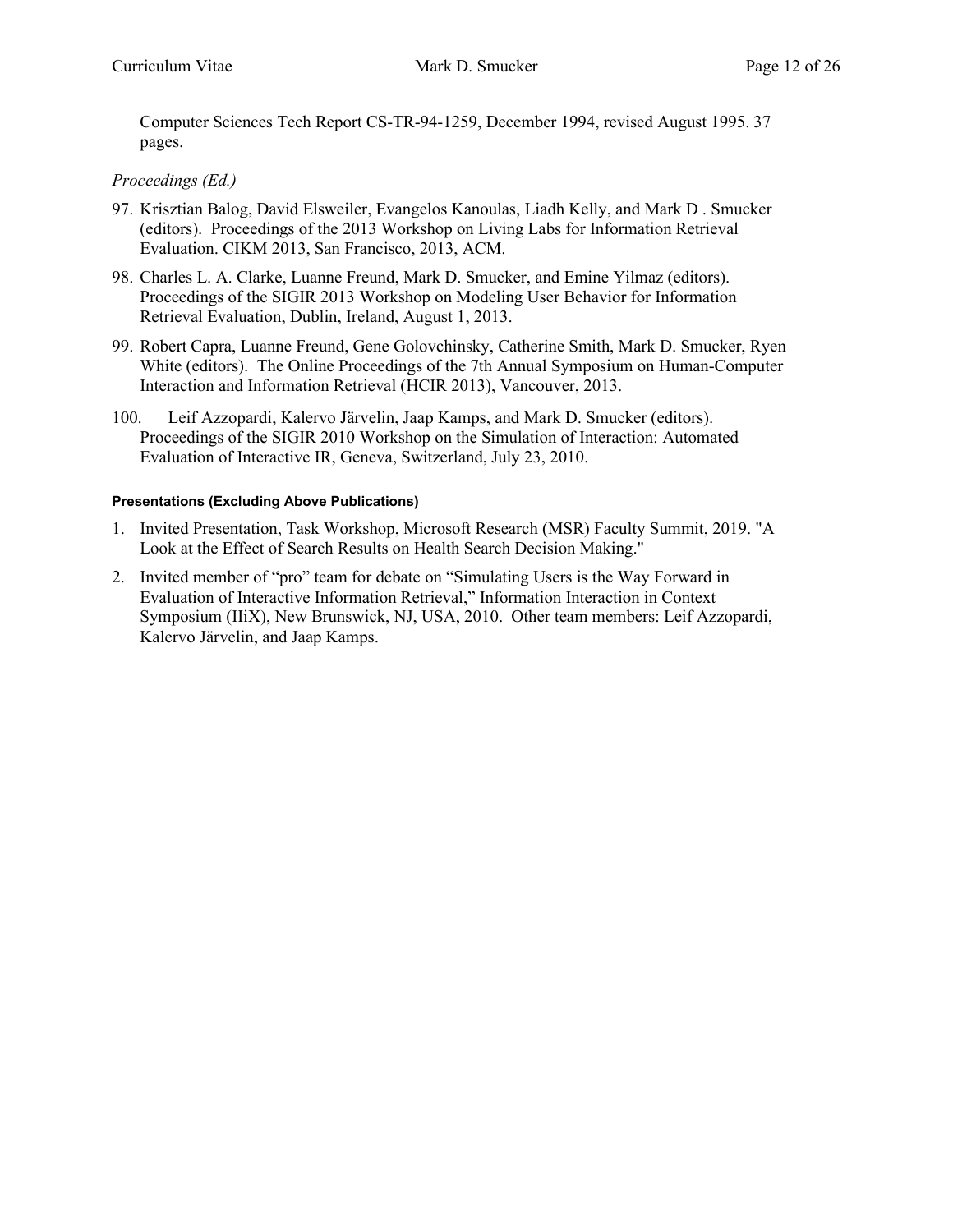Computer Sciences Tech Report CS-TR-94-1259, December 1994, revised August 1995. 37 pages.

*Proceedings (Ed.)*

97. Krisztian Balog, David Elsweiler, Evangelos Kanoulas, Liadh Kelly, and Mark D . Smucker (editors). Proceedings of the 2013 Workshop on Living Labs for Information Retrieval Evaluation. CIKM 2013, San Francisco, 2013, ACM.
98. Charles L. A. Clarke, Luanne Freund, Mark D. Smucker, and Emine Yilmaz (editors). Proceedings of the SIGIR 2013 Workshop on Modeling User Behavior for Information Retrieval Evaluation, Dublin, Ireland, August 1, 2013.
99. Robert Capra, Luanne Freund, Gene Golovchinsky, Catherine Smith, Mark D. Smucker, Ryen White (editors). The Online Proceedings of the 7th Annual Symposium on Human-Computer Interaction and Information Retrieval (HCIR 2013), Vancouver, 2013.
100. Leif Azzopardi, Kalervo Järvelin, Jaap Kamps, and Mark D. Smucker (editors). Proceedings of the SIGIR 2010 Workshop on the Simulation of Interaction: Automated Evaluation of Interactive IR, Geneva, Switzerland, July 23, 2010.

**Presentations (Excluding Above Publications)**

1. Invited Presentation, Task Workshop, Microsoft Research (MSR) Faculty Summit, 2019. "A Look at the Effect of Search Results on Health Search Decision Making."
2. Invited member of "pro" team for debate on "Simulating Users is the Way Forward in Evaluation of Interactive Information Retrieval," Information Interaction in Context Symposium (IIiX), New Brunswick, NJ, USA, 2010. Other team members: Leif Azzopardi, Kalervo Järvelin, and Jaap Kamps.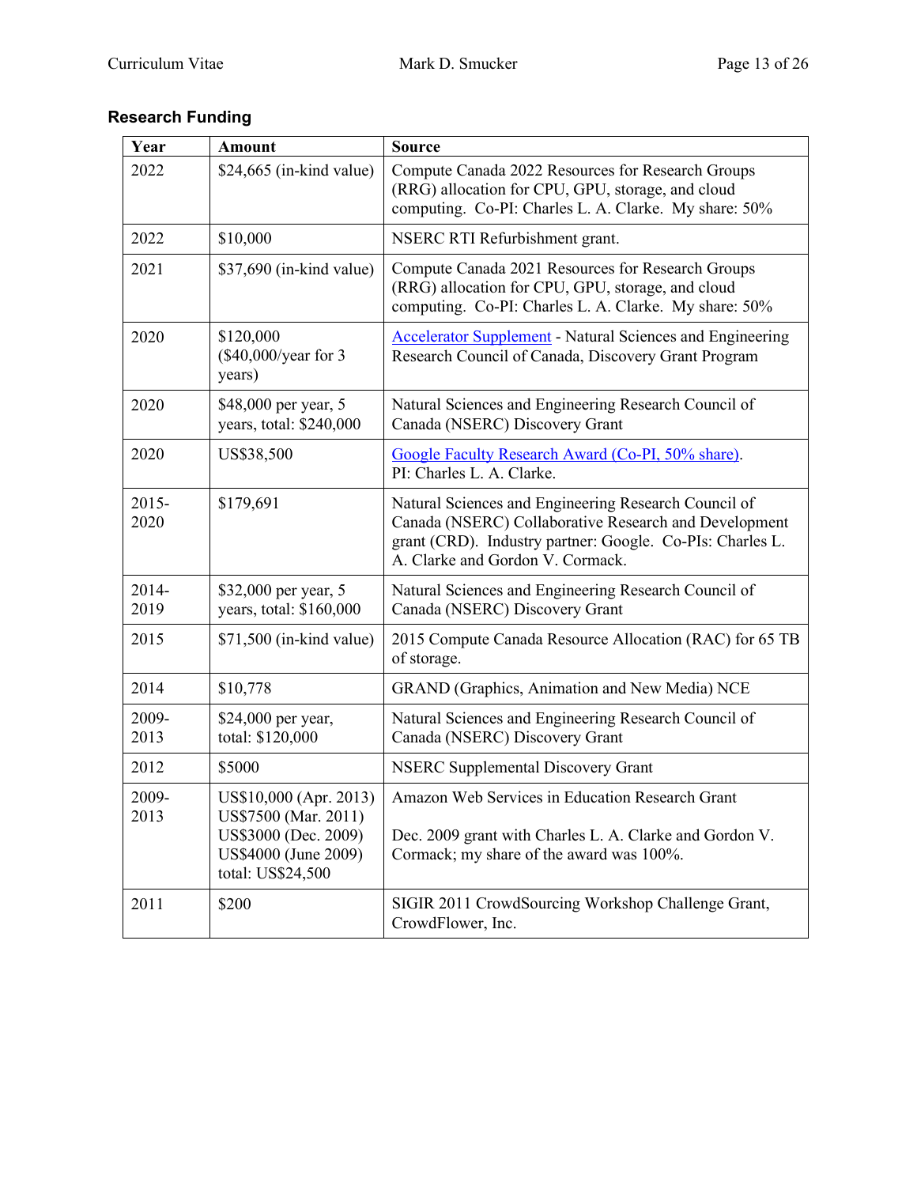## Research Funding

| Year | Amount | Source |
|---|---|---|
| 2022 | $24,665 (in-kind value) | Compute Canada 2022 Resources for Research Groups (RRG) allocation for CPU, GPU, storage, and cloud computing. Co-PI: Charles L. A. Clarke. My share: 50% |
| 2022 | $10,000 | NSERC RTI Refurbishment grant. |
| 2021 | $37,690 (in-kind value) | Compute Canada 2021 Resources for Research Groups (RRG) allocation for CPU, GPU, storage, and cloud computing. Co-PI: Charles L. A. Clarke. My share: 50% |
| 2020 | $120,000 ($40,000/year for 3 years) | Accelerator Supplement - Natural Sciences and Engineering Research Council of Canada, Discovery Grant Program |
| 2020 | $48,000 per year, 5 years, total: $240,000 | Natural Sciences and Engineering Research Council of Canada (NSERC) Discovery Grant |
| 2020 | US$38,500 | Google Faculty Research Award (Co-PI, 50% share). PI: Charles L. A. Clarke. |
| 2015-2020 | $179,691 | Natural Sciences and Engineering Research Council of Canada (NSERC) Collaborative Research and Development grant (CRD). Industry partner: Google. Co-PIs: Charles L. A. Clarke and Gordon V. Cormack. |
| 2014-2019 | $32,000 per year, 5 years, total: $160,000 | Natural Sciences and Engineering Research Council of Canada (NSERC) Discovery Grant |
| 2015 | $71,500 (in-kind value) | 2015 Compute Canada Resource Allocation (RAC) for 65 TB of storage. |
| 2014 | $10,778 | GRAND (Graphics, Animation and New Media) NCE |
| 2009-2013 | $24,000 per year, total: $120,000 | Natural Sciences and Engineering Research Council of Canada (NSERC) Discovery Grant |
| 2012 | $5000 | NSERC Supplemental Discovery Grant |
| 2009-2013 | US$10,000 (Apr. 2013) US$7500 (Mar. 2011) US$3000 (Dec. 2009) US$4000 (June 2009) total: US$24,500 | Amazon Web Services in Education Research Grant<br><br>Dec. 2009 grant with Charles L. A. Clarke and Gordon V. Cormack; my share of the award was 100%. |
| 2011 | $200 | SIGIR 2011 CrowdSourcing Workshop Challenge Grant, CrowdFlower, Inc. |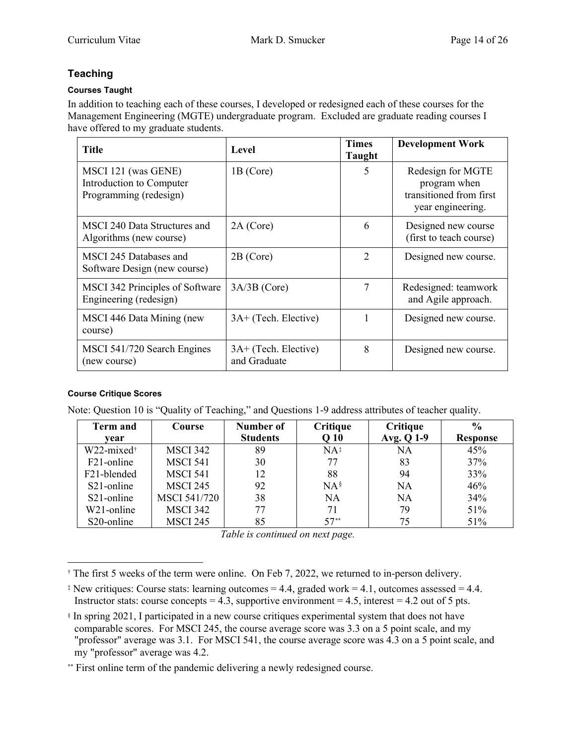## Teaching

### Courses Taught

In addition to teaching each of these courses, I developed or redesigned each of these courses for the Management Engineering (MGTE) undergraduate program. Excluded are graduate reading courses I have offered to my graduate students.

| Title | Level | Times Taught | Development Work |
|---|---|---|---|
| MSCI 121 (was GENE) Introduction to Computer Programming (redesign) | 1B (Core) | 5 | Redesign for MGTE program when transitioned from first year engineering. |
| MSCI 240 Data Structures and Algorithms (new course) | 2A (Core) | 6 | Designed new course (first to teach course) |
| MSCI 245 Databases and Software Design (new course) | 2B (Core) | 2 | Designed new course. |
| MSCI 342 Principles of Software Engineering (redesign) | 3A/3B (Core) | 7 | Redesigned: teamwork and Agile approach. |
| MSCI 446 Data Mining (new course) | 3A+ (Tech. Elective) | 1 | Designed new course. |
| MSCI 541/720 Search Engines (new course) | 3A+ (Tech. Elective) and Graduate | 8 | Designed new course. |

### Course Critique Scores

Note: Question 10 is "Quality of Teaching," and Questions 1-9 address attributes of teacher quality.

| Term and year | Course | Number of Students | Critique Q 10 | Critique Avg. Q 1-9 | % Response |
|---|---|---|---|---|---|
| W22-mixed[†] | MSCI 342 | 89 | NA[‡] | NA | 45% |
| F21-online | MSCI 541 | 30 | 77 | 83 | 37% |
| F21-blended | MSCI 541 | 12 | 88 | 94 | 33% |
| S21-online | MSCI 245 | 92 | NA[§] | NA | 46% |
| S21-online | MSCI 541/720 | 38 | NA | NA | 34% |
| W21-online | MSCI 342 | 77 | 71 | 79 | 51% |
| S20-online | MSCI 245 | 85 | 57[**] | 75 | 51% |

*Table is continued on next page.*

---

[†] The first 5 weeks of the term were online. On Feb 7, 2022, we returned to in-person delivery.

[‡] New critiques: Course stats: learning outcomes = 4.4, graded work = 4.1, outcomes assessed = 4.4. Instructor stats: course concepts = 4.3, supportive environment = 4.5, interest = 4.2 out of 5 pts.

[§] In spring 2021, I participated in a new course critiques experimental system that does not have comparable scores. For MSCI 245, the course average score was 3.3 on a 5 point scale, and my "professor" average was 3.1. For MSCI 541, the course average score was 4.3 on a 5 point scale, and my "professor" average was 4.2.

[**] First online term of the pandemic delivering a newly redesigned course.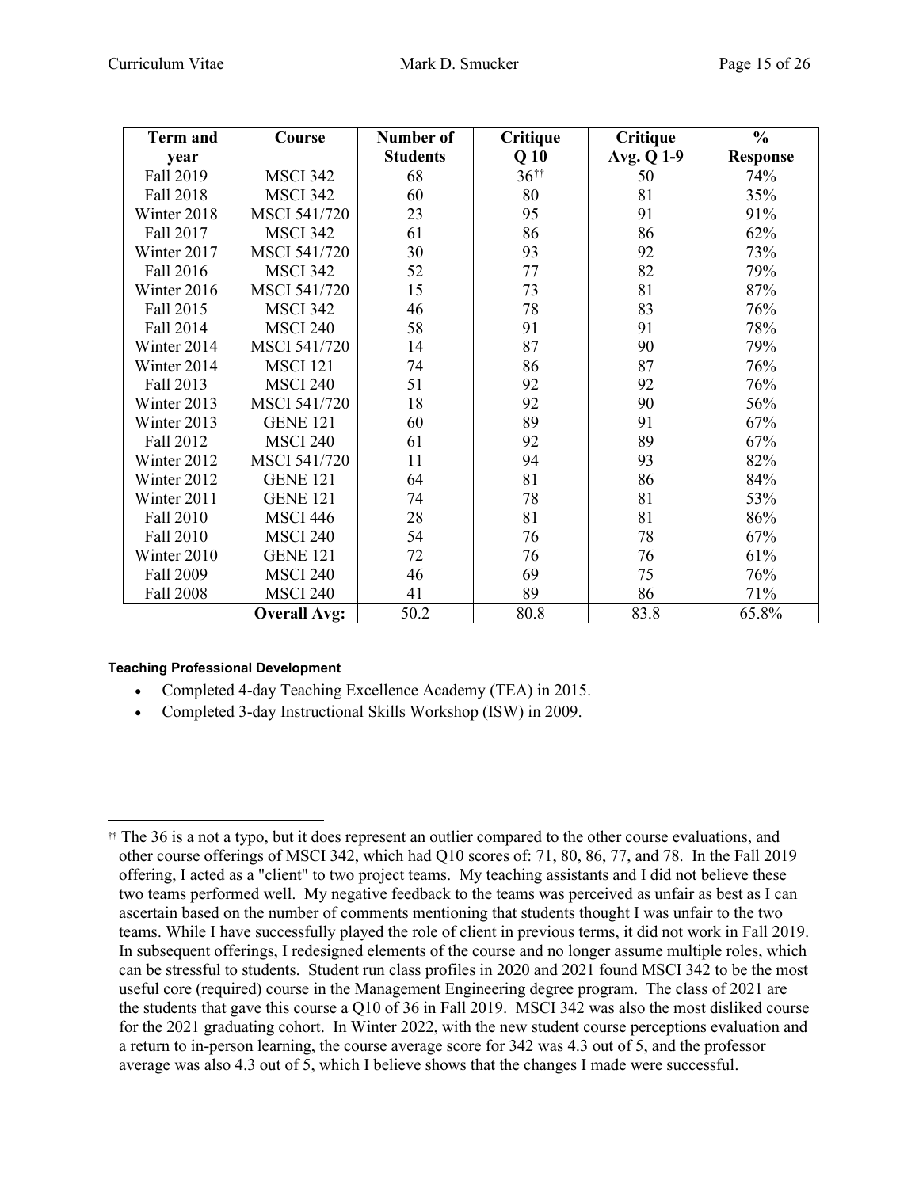| Term and year | Course | Number of Students | Critique Q 10 | Critique Avg. Q 1-9 | % Response |
|---|---|---|---|---|---|
| Fall 2019 | MSCI 342 | 68 | 36[††] | 50 | 74% |
| Fall 2018 | MSCI 342 | 60 | 80 | 81 | 35% |
| Winter 2018 | MSCI 541/720 | 23 | 95 | 91 | 91% |
| Fall 2017 | MSCI 342 | 61 | 86 | 86 | 62% |
| Winter 2017 | MSCI 541/720 | 30 | 93 | 92 | 73% |
| Fall 2016 | MSCI 342 | 52 | 77 | 82 | 79% |
| Winter 2016 | MSCI 541/720 | 15 | 73 | 81 | 87% |
| Fall 2015 | MSCI 342 | 46 | 78 | 83 | 76% |
| Fall 2014 | MSCI 240 | 58 | 91 | 91 | 78% |
| Winter 2014 | MSCI 541/720 | 14 | 87 | 90 | 79% |
| Winter 2014 | MSCI 121 | 74 | 86 | 87 | 76% |
| Fall 2013 | MSCI 240 | 51 | 92 | 92 | 76% |
| Winter 2013 | MSCI 541/720 | 18 | 92 | 90 | 56% |
| Winter 2013 | GENE 121 | 60 | 89 | 91 | 67% |
| Fall 2012 | MSCI 240 | 61 | 92 | 89 | 67% |
| Winter 2012 | MSCI 541/720 | 11 | 94 | 93 | 82% |
| Winter 2012 | GENE 121 | 64 | 81 | 86 | 84% |
| Winter 2011 | GENE 121 | 74 | 78 | 81 | 53% |
| Fall 2010 | MSCI 446 | 28 | 81 | 81 | 86% |
| Fall 2010 | MSCI 240 | 54 | 76 | 78 | 67% |
| Winter 2010 | GENE 121 | 72 | 76 | 76 | 61% |
| Fall 2009 | MSCI 240 | 46 | 69 | 75 | 76% |
| Fall 2008 | MSCI 240 | 41 | 89 | 86 | 71% |
| | **Overall Avg:** | 50.2 | 80.8 | 83.8 | 65.8% |

#### Teaching Professional Development

- Completed 4-day Teaching Excellence Academy (TEA) in 2015.
- Completed 3-day Instructional Skills Workshop (ISW) in 2009.

[††] The 36 is a not a typo, but it does represent an outlier compared to the other course evaluations, and other course offerings of MSCI 342, which had Q10 scores of: 71, 80, 86, 77, and 78. In the Fall 2019 offering, I acted as a "client" to two project teams. My teaching assistants and I did not believe these two teams performed well. My negative feedback to the teams was perceived as unfair as best as I can ascertain based on the number of comments mentioning that students thought I was unfair to the two teams. While I have successfully played the role of client in previous terms, it did not work in Fall 2019. In subsequent offerings, I redesigned elements of the course and no longer assume multiple roles, which can be stressful to students. Student run class profiles in 2020 and 2021 found MSCI 342 to be the most useful core (required) course in the Management Engineering degree program. The class of 2021 are the students that gave this course a Q10 of 36 in Fall 2019. MSCI 342 was also the most disliked course for the 2021 graduating cohort. In Winter 2022, with the new student course perceptions evaluation and a return to in-person learning, the course average score for 342 was 4.3 out of 5, and the professor average was also 4.3 out of 5, which I believe shows that the changes I made were successful.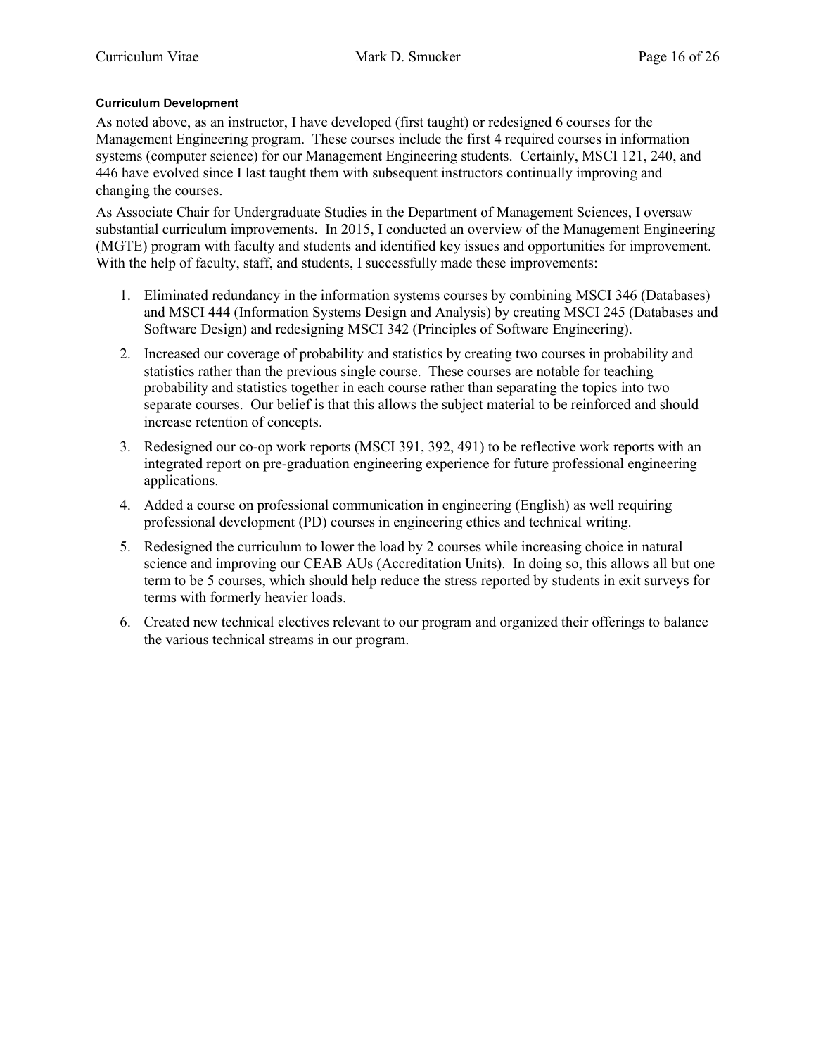#### Curriculum Development

As noted above, as an instructor, I have developed (first taught) or redesigned 6 courses for the Management Engineering program. These courses include the first 4 required courses in information systems (computer science) for our Management Engineering students. Certainly, MSCI 121, 240, and 446 have evolved since I last taught them with subsequent instructors continually improving and changing the courses.

As Associate Chair for Undergraduate Studies in the Department of Management Sciences, I oversaw substantial curriculum improvements. In 2015, I conducted an overview of the Management Engineering (MGTE) program with faculty and students and identified key issues and opportunities for improvement. With the help of faculty, staff, and students, I successfully made these improvements:

1. Eliminated redundancy in the information systems courses by combining MSCI 346 (Databases) and MSCI 444 (Information Systems Design and Analysis) by creating MSCI 245 (Databases and Software Design) and redesigning MSCI 342 (Principles of Software Engineering).
2. Increased our coverage of probability and statistics by creating two courses in probability and statistics rather than the previous single course. These courses are notable for teaching probability and statistics together in each course rather than separating the topics into two separate courses. Our belief is that this allows the subject material to be reinforced and should increase retention of concepts.
3. Redesigned our co-op work reports (MSCI 391, 392, 491) to be reflective work reports with an integrated report on pre-graduation engineering experience for future professional engineering applications.
4. Added a course on professional communication in engineering (English) as well requiring professional development (PD) courses in engineering ethics and technical writing.
5. Redesigned the curriculum to lower the load by 2 courses while increasing choice in natural science and improving our CEAB AUs (Accreditation Units). In doing so, this allows all but one term to be 5 courses, which should help reduce the stress reported by students in exit surveys for terms with formerly heavier loads.
6. Created new technical electives relevant to our program and organized their offerings to balance the various technical streams in our program.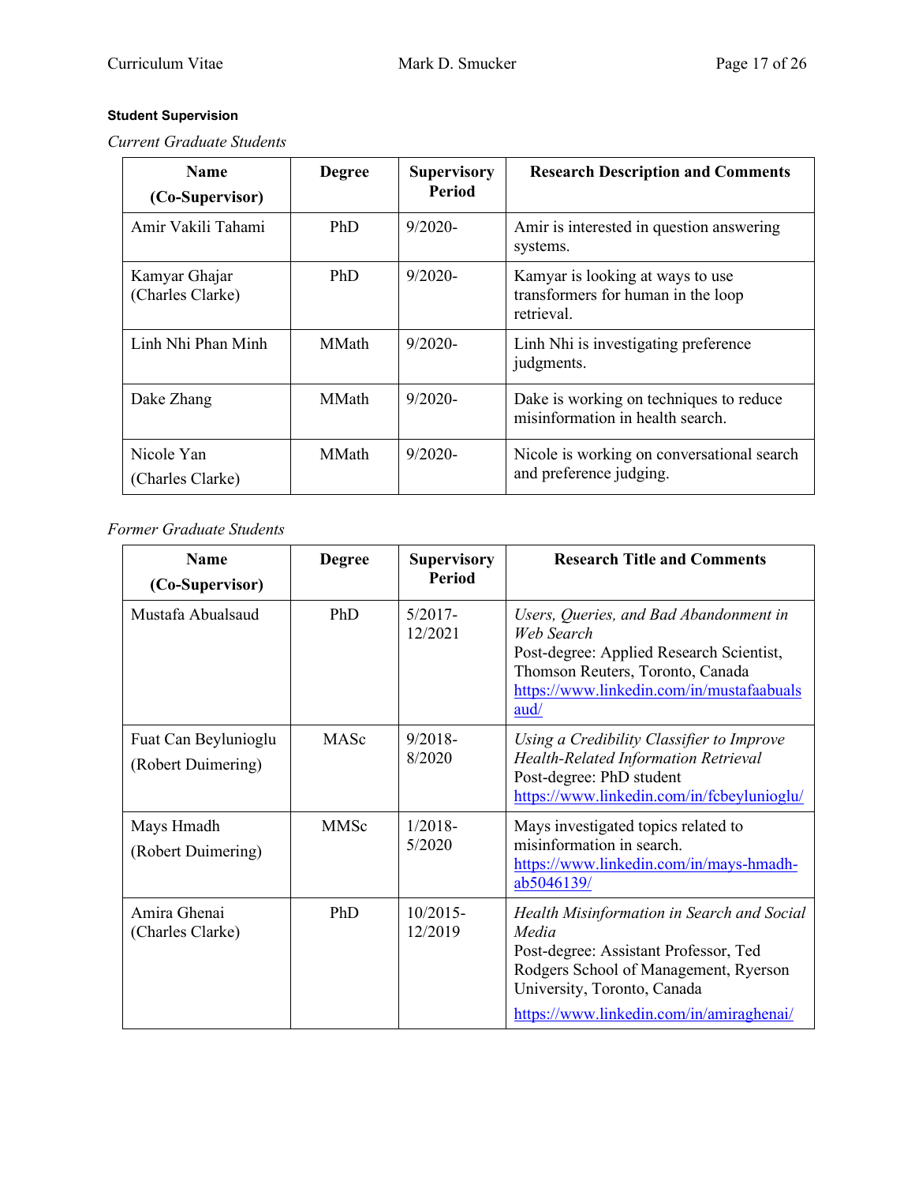**Student Supervision**

*Current Graduate Students*

| Name (Co-Supervisor) | Degree | Supervisory Period | Research Description and Comments |
|---|---|---|---|
| Amir Vakili Tahami | PhD | 9/2020- | Amir is interested in question answering systems. |
| Kamyar Ghajar (Charles Clarke) | PhD | 9/2020- | Kamyar is looking at ways to use transformers for human in the loop retrieval. |
| Linh Nhi Phan Minh | MMath | 9/2020- | Linh Nhi is investigating preference judgments. |
| Dake Zhang | MMath | 9/2020- | Dake is working on techniques to reduce misinformation in health search. |
| Nicole Yan (Charles Clarke) | MMath | 9/2020- | Nicole is working on conversational search and preference judging. |

*Former Graduate Students*

| Name (Co-Supervisor) | Degree | Supervisory Period | Research Title and Comments |
|---|---|---|---|
| Mustafa Abualsaud | PhD | 5/2017-12/2021 | *Users, Queries, and Bad Abandonment in Web Search* Post-degree: Applied Research Scientist, Thomson Reuters, Toronto, Canada https://www.linkedin.com/in/mustafaabualsaud/ |
| Fuat Can Beylunioglu (Robert Duimering) | MASc | 9/2018-8/2020 | *Using a Credibility Classifier to Improve Health-Related Information Retrieval* Post-degree: PhD student https://www.linkedin.com/in/fcbeylunioglu/ |
| Mays Hmadh (Robert Duimering) | MMSc | 1/2018-5/2020 | Mays investigated topics related to misinformation in search. https://www.linkedin.com/in/mays-hmadh-ab5046139/ |
| Amira Ghenai (Charles Clarke) | PhD | 10/2015-12/2019 | *Health Misinformation in Search and Social Media* Post-degree: Assistant Professor, Ted Rodgers School of Management, Ryerson University, Toronto, Canada https://www.linkedin.com/in/amiraghenai/ |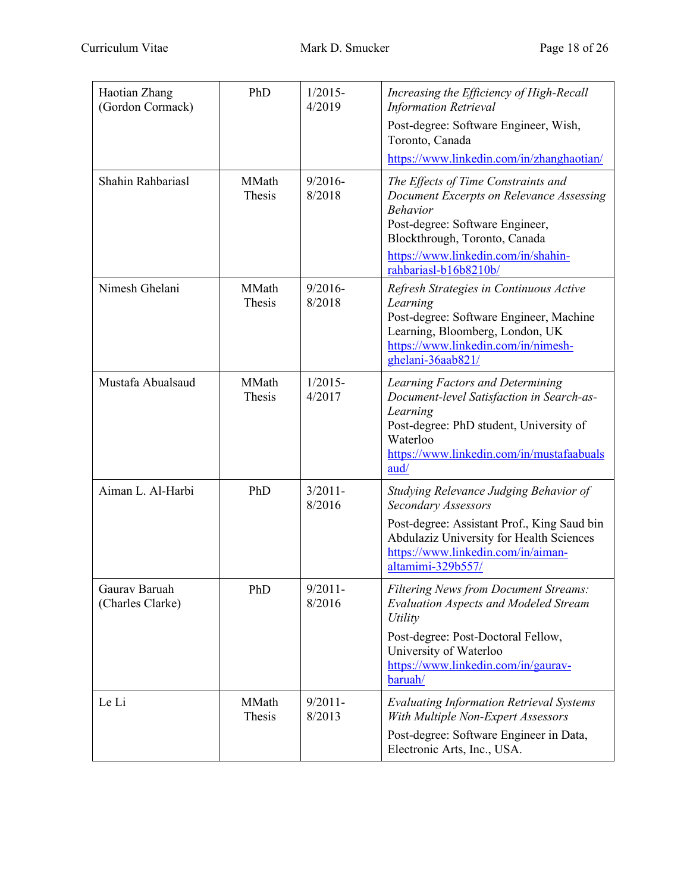| | | | |
|---|---|---|---|
| Haotian Zhang (Gordon Cormack) | PhD | 1/2015-4/2019 | *Increasing the Efficiency of High-Recall Information Retrieval*<br>Post-degree: Software Engineer, Wish, Toronto, Canada<br>https://www.linkedin.com/in/zhanghaotian/ |
| Shahin Rahbariasl | MMath Thesis | 9/2016-8/2018 | *The Effects of Time Constraints and Document Excerpts on Relevance Assessing Behavior*<br>Post-degree: Software Engineer, Blockthrough, Toronto, Canada<br>https://www.linkedin.com/in/shahin-rahbariasl-b16b8210b/ |
| Nimesh Ghelani | MMath Thesis | 9/2016-8/2018 | *Refresh Strategies in Continuous Active Learning*<br>Post-degree: Software Engineer, Machine Learning, Bloomberg, London, UK<br>https://www.linkedin.com/in/nimesh-ghelani-36aab821/ |
| Mustafa Abualsaud | MMath Thesis | 1/2015-4/2017 | *Learning Factors and Determining Document-level Satisfaction in Search-as-Learning*<br>Post-degree: PhD student, University of Waterloo<br>https://www.linkedin.com/in/mustafaabualsaud/ |
| Aiman L. Al-Harbi | PhD | 3/2011-8/2016 | *Studying Relevance Judging Behavior of Secondary Assessors*<br>Post-degree: Assistant Prof., King Saud bin Abdulaziz University for Health Sciences<br>https://www.linkedin.com/in/aiman-altamimi-329b557/ |
| Gaurav Baruah (Charles Clarke) | PhD | 9/2011-8/2016 | *Filtering News from Document Streams: Evaluation Aspects and Modeled Stream Utility*<br>Post-degree: Post-Doctoral Fellow, University of Waterloo<br>https://www.linkedin.com/in/gaurav-baruah/ |
| Le Li | MMath Thesis | 9/2011-8/2013 | *Evaluating Information Retrieval Systems With Multiple Non-Expert Assessors*<br>Post-degree: Software Engineer in Data, Electronic Arts, Inc., USA. |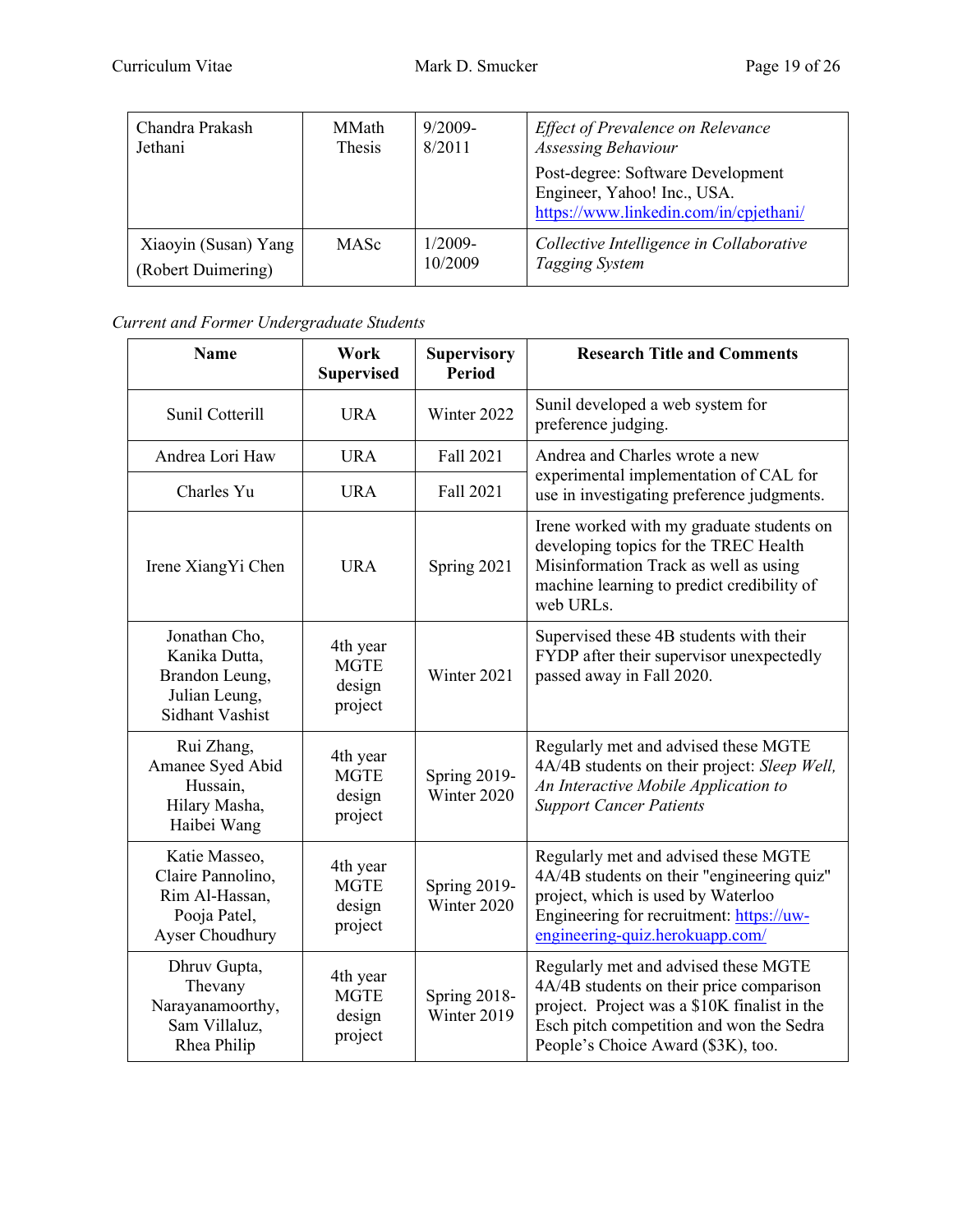| | | | |
|---|---|---|---|
| Chandra Prakash Jethani | MMath Thesis | 9/2009-8/2011 | *Effect of Prevalence on Relevance Assessing Behaviour* Post-degree: Software Development Engineer, Yahoo! Inc., USA. https://www.linkedin.com/in/cpjethani/ |
| Xiaoyin (Susan) Yang (Robert Duimering) | MASc | 1/2009-10/2009 | *Collective Intelligence in Collaborative Tagging System* |

*Current and Former Undergraduate Students*

| Name | Work Supervised | Supervisory Period | Research Title and Comments |
|---|---|---|---|
| Sunil Cotterill | URA | Winter 2022 | Sunil developed a web system for preference judging. |
| Andrea Lori Haw | URA | Fall 2021 | Andrea and Charles wrote a new experimental implementation of CAL for use in investigating preference judgments. |
| Charles Yu | URA | Fall 2021 | |
| Irene XiangYi Chen | URA | Spring 2021 | Irene worked with my graduate students on developing topics for the TREC Health Misinformation Track as well as using machine learning to predict credibility of web URLs. |
| Jonathan Cho, Kanika Dutta, Brandon Leung, Julian Leung, Sidhant Vashist | 4th year MGTE design project | Winter 2021 | Supervised these 4B students with their FYDP after their supervisor unexpectedly passed away in Fall 2020. |
| Rui Zhang, Amanee Syed Abid Hussain, Hilary Masha, Haibei Wang | 4th year MGTE design project | Spring 2019-Winter 2020 | Regularly met and advised these MGTE 4A/4B students on their project: *Sleep Well, An Interactive Mobile Application to Support Cancer Patients* |
| Katie Masseo, Claire Pannolino, Rim Al-Hassan, Pooja Patel, Ayser Choudhury | 4th year MGTE design project | Spring 2019-Winter 2020 | Regularly met and advised these MGTE 4A/4B students on their "engineering quiz" project, which is used by Waterloo Engineering for recruitment: https://uw-engineering-quiz.herokuapp.com/ |
| Dhruv Gupta, Thevany Narayanamoorthy, Sam Villaluz, Rhea Philip | 4th year MGTE design project | Spring 2018-Winter 2019 | Regularly met and advised these MGTE 4A/4B students on their price comparison project. Project was a $10K finalist in the Esch pitch competition and won the Sedra People's Choice Award ($3K), too. |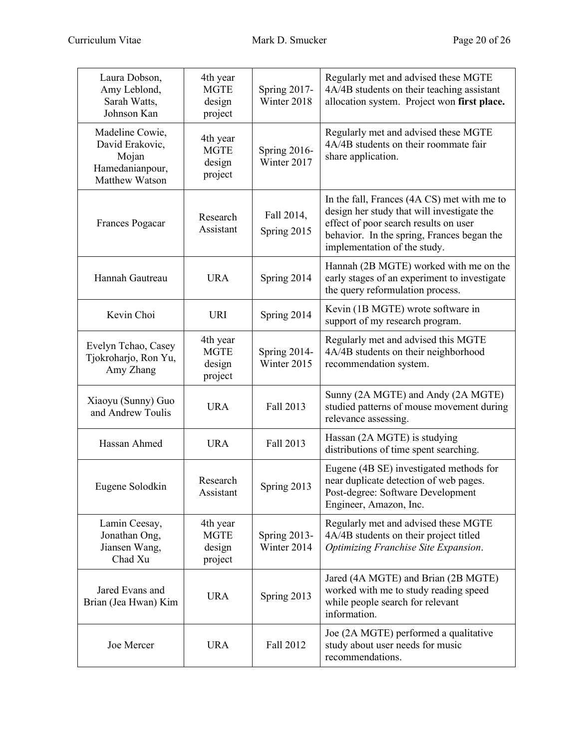| | | | |
|---|---|---|---|
| Laura Dobson, Amy Leblond, Sarah Watts, Johnson Kan | 4th year MGTE design project | Spring 2017-Winter 2018 | Regularly met and advised these MGTE 4A/4B students on their teaching assistant allocation system. Project won **first place.** |
| Madeline Cowie, David Erakovic, Mojan Hamedanianpour, Matthew Watson | 4th year MGTE design project | Spring 2016-Winter 2017 | Regularly met and advised these MGTE 4A/4B students on their roommate fair share application. |
| Frances Pogacar | Research Assistant | Fall 2014, Spring 2015 | In the fall, Frances (4A CS) met with me to design her study that will investigate the effect of poor search results on user behavior. In the spring, Frances began the implementation of the study. |
| Hannah Gautreau | URA | Spring 2014 | Hannah (2B MGTE) worked with me on the early stages of an experiment to investigate the query reformulation process. |
| Kevin Choi | URI | Spring 2014 | Kevin (1B MGTE) wrote software in support of my research program. |
| Evelyn Tchao, Casey Tjokroharjo, Ron Yu, Amy Zhang | 4th year MGTE design project | Spring 2014-Winter 2015 | Regularly met and advised this MGTE 4A/4B students on their neighborhood recommendation system. |
| Xiaoyu (Sunny) Guo and Andrew Toulis | URA | Fall 2013 | Sunny (2A MGTE) and Andy (2A MGTE) studied patterns of mouse movement during relevance assessing. |
| Hassan Ahmed | URA | Fall 2013 | Hassan (2A MGTE) is studying distributions of time spent searching. |
| Eugene Solodkin | Research Assistant | Spring 2013 | Eugene (4B SE) investigated methods for near duplicate detection of web pages. Post-degree: Software Development Engineer, Amazon, Inc. |
| Lamin Ceesay, Jonathan Ong, Jiansen Wang, Chad Xu | 4th year MGTE design project | Spring 2013-Winter 2014 | Regularly met and advised these MGTE 4A/4B students on their project titled *Optimizing Franchise Site Expansion*. |
| Jared Evans and Brian (Jea Hwan) Kim | URA | Spring 2013 | Jared (4A MGTE) and Brian (2B MGTE) worked with me to study reading speed while people search for relevant information. |
| Joe Mercer | URA | Fall 2012 | Joe (2A MGTE) performed a qualitative study about user needs for music recommendations. |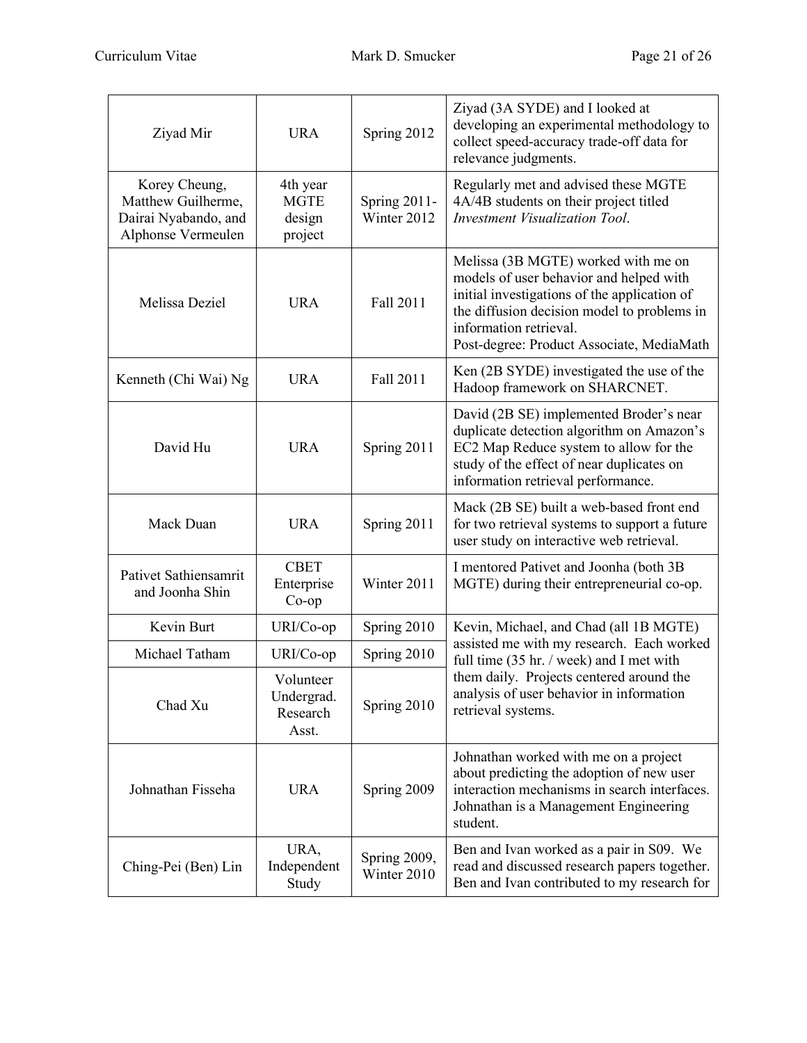| | | | |
|---|---|---|---|
| Ziyad Mir | URA | Spring 2012 | Ziyad (3A SYDE) and I looked at developing an experimental methodology to collect speed-accuracy trade-off data for relevance judgments. |
| Korey Cheung, Matthew Guilherme, Dairai Nyabando, and Alphonse Vermeulen | 4th year MGTE design project | Spring 2011-Winter 2012 | Regularly met and advised these MGTE 4A/4B students on their project titled *Investment Visualization Tool*. |
| Melissa Deziel | URA | Fall 2011 | Melissa (3B MGTE) worked with me on models of user behavior and helped with initial investigations of the application of the diffusion decision model to problems in information retrieval.<br>Post-degree: Product Associate, MediaMath |
| Kenneth (Chi Wai) Ng | URA | Fall 2011 | Ken (2B SYDE) investigated the use of the Hadoop framework on SHARCNET. |
| David Hu | URA | Spring 2011 | David (2B SE) implemented Broder's near duplicate detection algorithm on Amazon's EC2 Map Reduce system to allow for the study of the effect of near duplicates on information retrieval performance. |
| Mack Duan | URA | Spring 2011 | Mack (2B SE) built a web-based front end for two retrieval systems to support a future user study on interactive web retrieval. |
| Pativet Sathiensamrit and Joonha Shin | CBET Enterprise Co-op | Winter 2011 | I mentored Pativet and Joonha (both 3B MGTE) during their entrepreneurial co-op. |
| Kevin Burt | URI/Co-op | Spring 2010 | Kevin, Michael, and Chad (all 1B MGTE) assisted me with my research. Each worked full time (35 hr. / week) and I met with them daily. Projects centered around the analysis of user behavior in information retrieval systems. |
| Michael Tatham | URI/Co-op | Spring 2010 | |
| Chad Xu | Volunteer Undergrad. Research Asst. | Spring 2010 | |
| Johnathan Fisseha | URA | Spring 2009 | Johnathan worked with me on a project about predicting the adoption of new user interaction mechanisms in search interfaces. Johnathan is a Management Engineering student. |
| Ching-Pei (Ben) Lin | URA, Independent Study | Spring 2009, Winter 2010 | Ben and Ivan worked as a pair in S09. We read and discussed research papers together. Ben and Ivan contributed to my research for |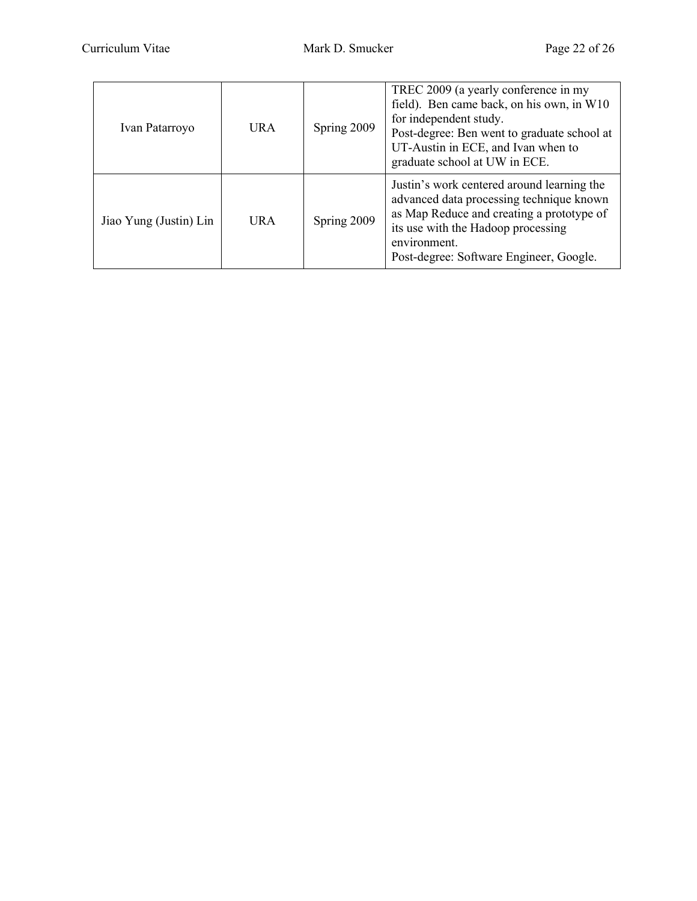| Ivan Patarroyo | URA | Spring 2009 | TREC 2009 (a yearly conference in my field). Ben came back, on his own, in W10 for independent study.<br>Post-degree: Ben went to graduate school at UT-Austin in ECE, and Ivan when to graduate school at UW in ECE. |
|---|---|---|---|
| Jiao Yung (Justin) Lin | URA | Spring 2009 | Justin's work centered around learning the advanced data processing technique known as Map Reduce and creating a prototype of its use with the Hadoop processing environment.<br>Post-degree: Software Engineer, Google. |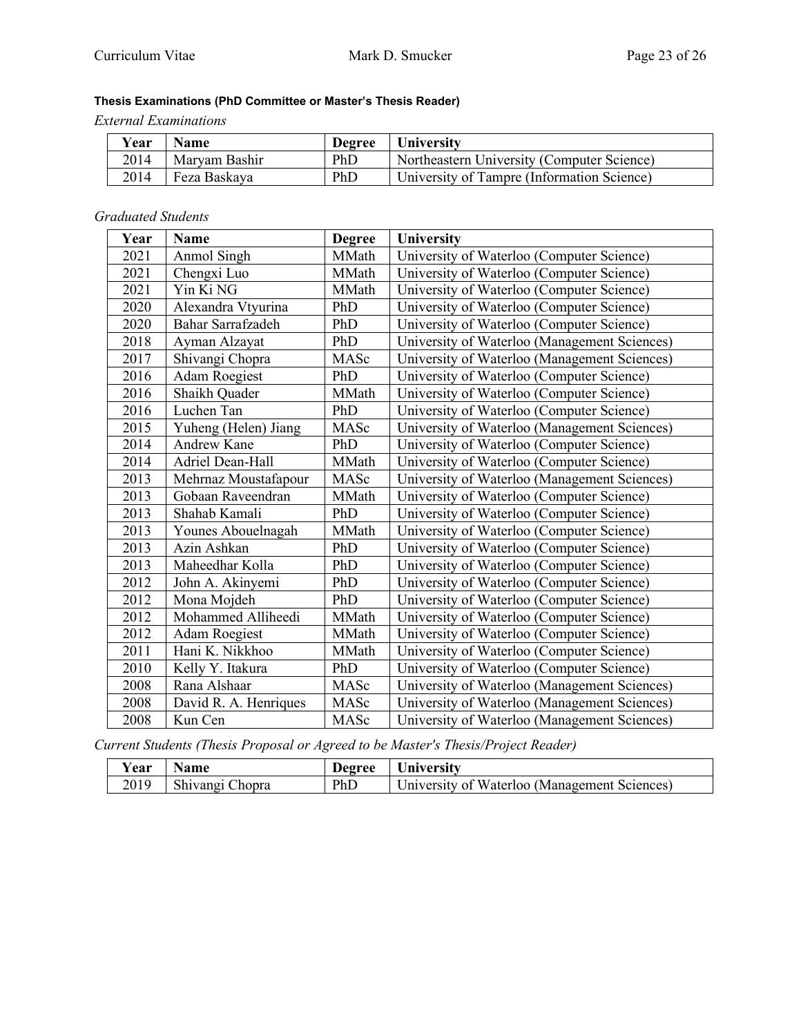**Thesis Examinations (PhD Committee or Master's Thesis Reader)**

*External Examinations*

| Year | Name | Degree | University |
|---|---|---|---|
| 2014 | Maryam Bashir | PhD | Northeastern University (Computer Science) |
| 2014 | Feza Baskaya | PhD | University of Tampre (Information Science) |

*Graduated Students*

| Year | Name | Degree | University |
|---|---|---|---|
| 2021 | Anmol Singh | MMath | University of Waterloo (Computer Science) |
| 2021 | Chengxi Luo | MMath | University of Waterloo (Computer Science) |
| 2021 | Yin Ki NG | MMath | University of Waterloo (Computer Science) |
| 2020 | Alexandra Vtyurina | PhD | University of Waterloo (Computer Science) |
| 2020 | Bahar Sarrafzadeh | PhD | University of Waterloo (Computer Science) |
| 2018 | Ayman Alzayat | PhD | University of Waterloo (Management Sciences) |
| 2017 | Shivangi Chopra | MASc | University of Waterloo (Management Sciences) |
| 2016 | Adam Roegiest | PhD | University of Waterloo (Computer Science) |
| 2016 | Shaikh Quader | MMath | University of Waterloo (Computer Science) |
| 2016 | Luchen Tan | PhD | University of Waterloo (Computer Science) |
| 2015 | Yuheng (Helen) Jiang | MASc | University of Waterloo (Management Sciences) |
| 2014 | Andrew Kane | PhD | University of Waterloo (Computer Science) |
| 2014 | Adriel Dean-Hall | MMath | University of Waterloo (Computer Science) |
| 2013 | Mehrnaz Moustafapour | MASc | University of Waterloo (Management Sciences) |
| 2013 | Gobaan Raveendran | MMath | University of Waterloo (Computer Science) |
| 2013 | Shahab Kamali | PhD | University of Waterloo (Computer Science) |
| 2013 | Younes Abouelnagah | MMath | University of Waterloo (Computer Science) |
| 2013 | Azin Ashkan | PhD | University of Waterloo (Computer Science) |
| 2013 | Maheedhar Kolla | PhD | University of Waterloo (Computer Science) |
| 2012 | John A. Akinyemi | PhD | University of Waterloo (Computer Science) |
| 2012 | Mona Mojdeh | PhD | University of Waterloo (Computer Science) |
| 2012 | Mohammed Alliheedi | MMath | University of Waterloo (Computer Science) |
| 2012 | Adam Roegiest | MMath | University of Waterloo (Computer Science) |
| 2011 | Hani K. Nikkhoo | MMath | University of Waterloo (Computer Science) |
| 2010 | Kelly Y. Itakura | PhD | University of Waterloo (Computer Science) |
| 2008 | Rana Alshaar | MASc | University of Waterloo (Management Sciences) |
| 2008 | David R. A. Henriques | MASc | University of Waterloo (Management Sciences) |
| 2008 | Kun Cen | MASc | University of Waterloo (Management Sciences) |

*Current Students (Thesis Proposal or Agreed to be Master's Thesis/Project Reader)*

| Year | Name | Degree | University |
|---|---|---|---|
| 2019 | Shivangi Chopra | PhD | University of Waterloo (Management Sciences) |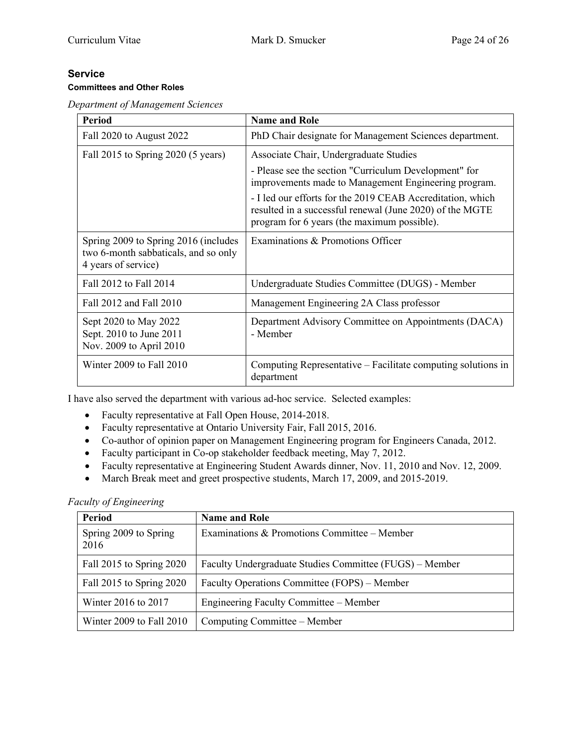## Service

### Committees and Other Roles

*Department of Management Sciences*

| Period | Name and Role |
|---|---|
| Fall 2020 to August 2022 | PhD Chair designate for Management Sciences department. |
| Fall 2015 to Spring 2020 (5 years) | Associate Chair, Undergraduate Studies<br>- Please see the section "Curriculum Development" for improvements made to Management Engineering program.<br>- I led our efforts for the 2019 CEAB Accreditation, which resulted in a successful renewal (June 2020) of the MGTE program for 6 years (the maximum possible). |
| Spring 2009 to Spring 2016 (includes two 6-month sabbaticals, and so only 4 years of service) | Examinations & Promotions Officer |
| Fall 2012 to Fall 2014 | Undergraduate Studies Committee (DUGS) - Member |
| Fall 2012 and Fall 2010 | Management Engineering 2A Class professor |
| Sept 2020 to May 2022<br>Sept. 2010 to June 2011<br>Nov. 2009 to April 2010 | Department Advisory Committee on Appointments (DACA) - Member |
| Winter 2009 to Fall 2010 | Computing Representative – Facilitate computing solutions in department |

I have also served the department with various ad-hoc service. Selected examples:

- Faculty representative at Fall Open House, 2014-2018.
- Faculty representative at Ontario University Fair, Fall 2015, 2016.
- Co-author of opinion paper on Management Engineering program for Engineers Canada, 2012.
- Faculty participant in Co-op stakeholder feedback meeting, May 7, 2012.
- Faculty representative at Engineering Student Awards dinner, Nov. 11, 2010 and Nov. 12, 2009.
- March Break meet and greet prospective students, March 17, 2009, and 2015-2019.

*Faculty of Engineering*

| Period | Name and Role |
|---|---|
| Spring 2009 to Spring 2016 | Examinations & Promotions Committee – Member |
| Fall 2015 to Spring 2020 | Faculty Undergraduate Studies Committee (FUGS) – Member |
| Fall 2015 to Spring 2020 | Faculty Operations Committee (FOPS) – Member |
| Winter 2016 to 2017 | Engineering Faculty Committee – Member |
| Winter 2009 to Fall 2010 | Computing Committee – Member |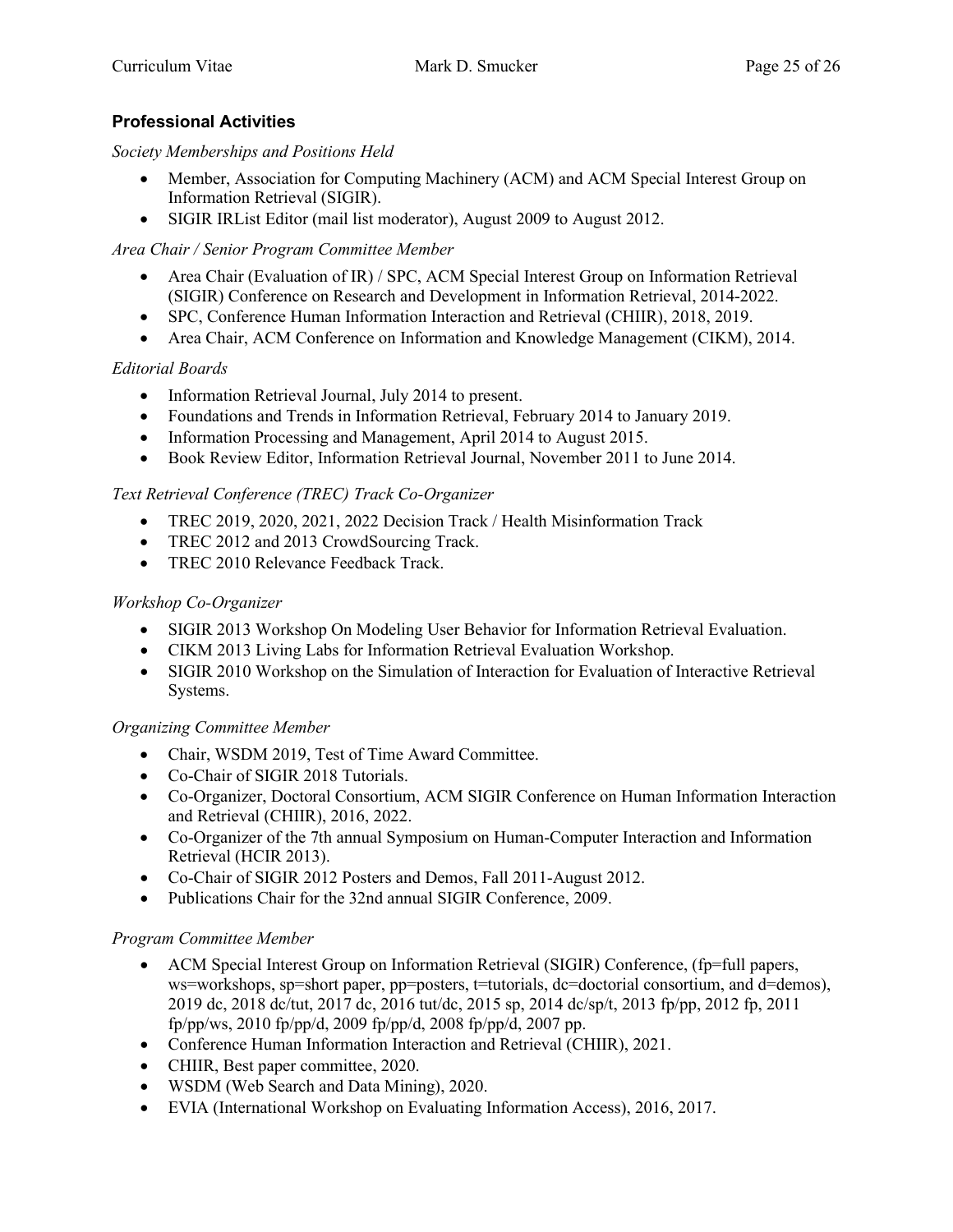## Professional Activities

*Society Memberships and Positions Held*

- Member, Association for Computing Machinery (ACM) and ACM Special Interest Group on Information Retrieval (SIGIR).
- SIGIR IRList Editor (mail list moderator), August 2009 to August 2012.

*Area Chair / Senior Program Committee Member*

- Area Chair (Evaluation of IR) / SPC, ACM Special Interest Group on Information Retrieval (SIGIR) Conference on Research and Development in Information Retrieval, 2014-2022.
- SPC, Conference Human Information Interaction and Retrieval (CHIIR), 2018, 2019.
- Area Chair, ACM Conference on Information and Knowledge Management (CIKM), 2014.

*Editorial Boards*

- Information Retrieval Journal, July 2014 to present.
- Foundations and Trends in Information Retrieval, February 2014 to January 2019.
- Information Processing and Management, April 2014 to August 2015.
- Book Review Editor, Information Retrieval Journal, November 2011 to June 2014.

*Text Retrieval Conference (TREC) Track Co-Organizer*

- TREC 2019, 2020, 2021, 2022 Decision Track / Health Misinformation Track
- TREC 2012 and 2013 CrowdSourcing Track.
- TREC 2010 Relevance Feedback Track.

*Workshop Co-Organizer*

- SIGIR 2013 Workshop On Modeling User Behavior for Information Retrieval Evaluation.
- CIKM 2013 Living Labs for Information Retrieval Evaluation Workshop.
- SIGIR 2010 Workshop on the Simulation of Interaction for Evaluation of Interactive Retrieval Systems.

*Organizing Committee Member*

- Chair, WSDM 2019, Test of Time Award Committee.
- Co-Chair of SIGIR 2018 Tutorials.
- Co-Organizer, Doctoral Consortium, ACM SIGIR Conference on Human Information Interaction and Retrieval (CHIIR), 2016, 2022.
- Co-Organizer of the 7th annual Symposium on Human-Computer Interaction and Information Retrieval (HCIR 2013).
- Co-Chair of SIGIR 2012 Posters and Demos, Fall 2011-August 2012.
- Publications Chair for the 32nd annual SIGIR Conference, 2009.

*Program Committee Member*

- ACM Special Interest Group on Information Retrieval (SIGIR) Conference, (fp=full papers, ws=workshops, sp=short paper, pp=posters, t=tutorials, dc=doctorial consortium, and d=demos), 2019 dc, 2018 dc/tut, 2017 dc, 2016 tut/dc, 2015 sp, 2014 dc/sp/t, 2013 fp/pp, 2012 fp, 2011 fp/pp/ws, 2010 fp/pp/d, 2009 fp/pp/d, 2008 fp/pp/d, 2007 pp.
- Conference Human Information Interaction and Retrieval (CHIIR), 2021.
- CHIIR, Best paper committee, 2020.
- WSDM (Web Search and Data Mining), 2020.
- EVIA (International Workshop on Evaluating Information Access), 2016, 2017.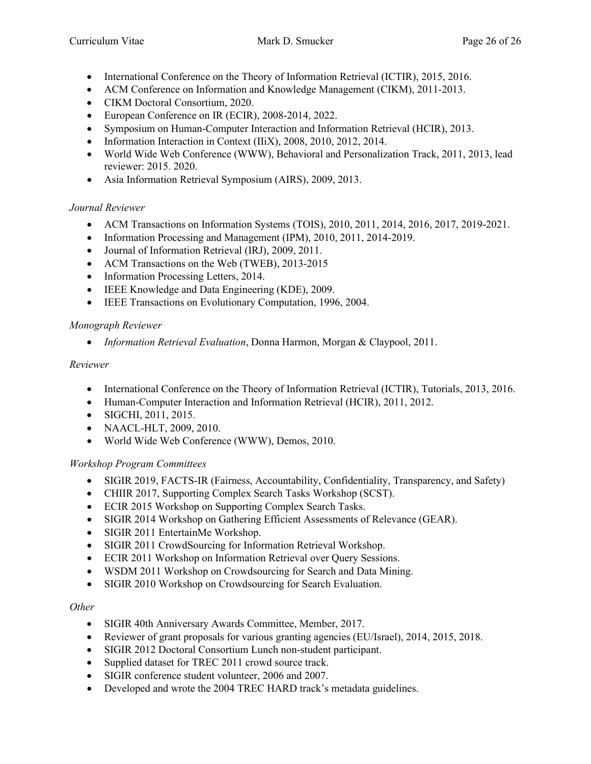- International Conference on the Theory of Information Retrieval (ICTIR), 2015, 2016.
- ACM Conference on Information and Knowledge Management (CIKM), 2011-2013.
- CIKM Doctoral Consortium, 2020.
- European Conference on IR (ECIR), 2008-2014, 2022.
- Symposium on Human-Computer Interaction and Information Retrieval (HCIR), 2013.
- Information Interaction in Context (IIiX), 2008, 2010, 2012, 2014.
- World Wide Web Conference (WWW), Behavioral and Personalization Track, 2011, 2013, lead reviewer: 2015. 2020.
- Asia Information Retrieval Symposium (AIRS), 2009, 2013.

*Journal Reviewer*

- ACM Transactions on Information Systems (TOIS), 2010, 2011, 2014, 2016, 2017, 2019-2021.
- Information Processing and Management (IPM), 2010, 2011, 2014-2019.
- Journal of Information Retrieval (IRJ), 2009, 2011.
- ACM Transactions on the Web (TWEB), 2013-2015
- Information Processing Letters, 2014.
- IEEE Knowledge and Data Engineering (KDE), 2009.
- IEEE Transactions on Evolutionary Computation, 1996, 2004.

*Monograph Reviewer*

- *Information Retrieval Evaluation*, Donna Harmon, Morgan & Claypool, 2011.

*Reviewer*

- International Conference on the Theory of Information Retrieval (ICTIR), Tutorials, 2013, 2016.
- Human-Computer Interaction and Information Retrieval (HCIR), 2011, 2012.
- SIGCHI, 2011, 2015.
- NAACL-HLT, 2009, 2010.
- World Wide Web Conference (WWW), Demos, 2010.

*Workshop Program Committees*

- SIGIR 2019, FACTS-IR (Fairness, Accountability, Confidentiality, Transparency, and Safety)
- CHIIR 2017, Supporting Complex Search Tasks Workshop (SCST).
- ECIR 2015 Workshop on Supporting Complex Search Tasks.
- SIGIR 2014 Workshop on Gathering Efficient Assessments of Relevance (GEAR).
- SIGIR 2011 EntertainMe Workshop.
- SIGIR 2011 CrowdSourcing for Information Retrieval Workshop.
- ECIR 2011 Workshop on Information Retrieval over Query Sessions.
- WSDM 2011 Workshop on Crowdsourcing for Search and Data Mining.
- SIGIR 2010 Workshop on Crowdsourcing for Search Evaluation.

*Other*

- SIGIR 40th Anniversary Awards Committee, Member, 2017.
- Reviewer of grant proposals for various granting agencies (EU/Israel), 2014, 2015, 2018.
- SIGIR 2012 Doctoral Consortium Lunch non-student participant.
- Supplied dataset for TREC 2011 crowd source track.
- SIGIR conference student volunteer, 2006 and 2007.
- Developed and wrote the 2004 TREC HARD track's metadata guidelines.